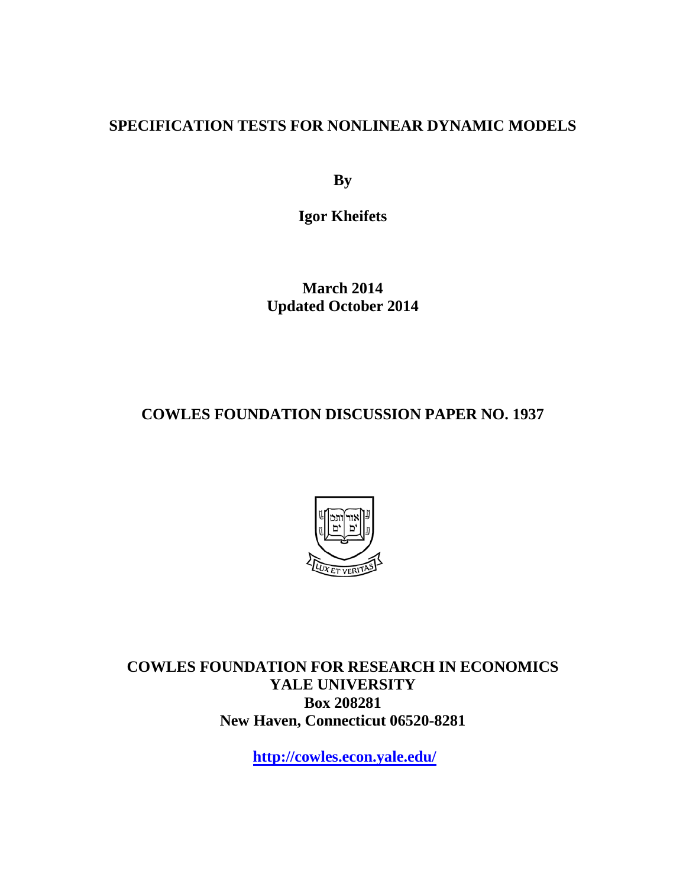# SPECIFICATION TESTS FOR NONLINEAR DYNAMIC MODELS

**By**

**Igor Kheifets**

**March 2014**
**Updated October 2014**

**COWLES FOUNDATION DISCUSSION PAPER NO. 1937**

**COWLES FOUNDATION FOR RESEARCH IN ECONOMICS**
**YALE UNIVERSITY**
**Box 208281**
**New Haven, Connecticut 06520-8281**

**http://cowles.econ.yale.edu/**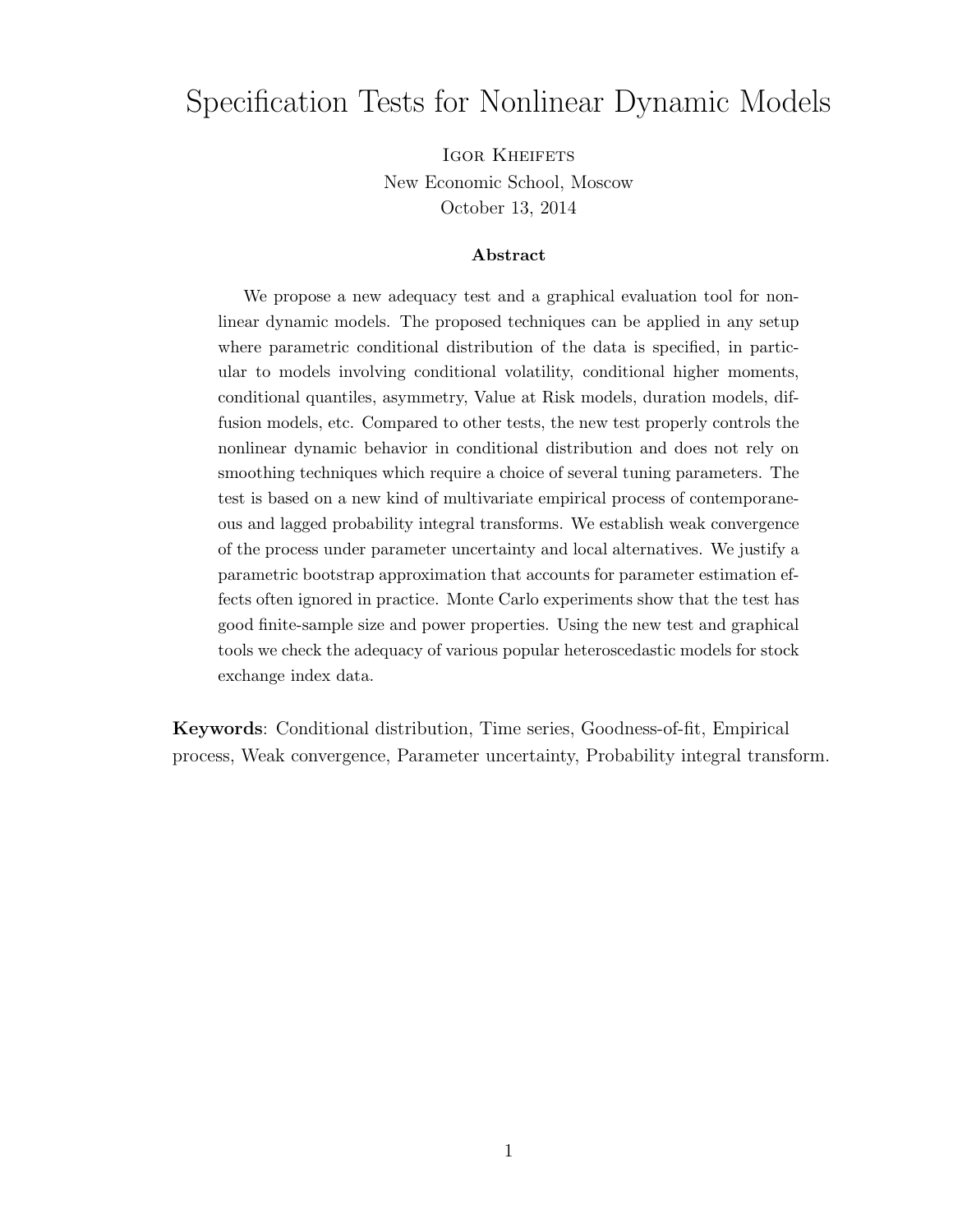# Specification Tests for Nonlinear Dynamic Models

Igor Kheifets

New Economic School, Moscow

October 13, 2014

**Abstract**

We propose a new adequacy test and a graphical evaluation tool for nonlinear dynamic models. The proposed techniques can be applied in any setup where parametric conditional distribution of the data is specified, in particular to models involving conditional volatility, conditional higher moments, conditional quantiles, asymmetry, Value at Risk models, duration models, diffusion models, etc. Compared to other tests, the new test properly controls the nonlinear dynamic behavior in conditional distribution and does not rely on smoothing techniques which require a choice of several tuning parameters. The test is based on a new kind of multivariate empirical process of contemporaneous and lagged probability integral transforms. We establish weak convergence of the process under parameter uncertainty and local alternatives. We justify a parametric bootstrap approximation that accounts for parameter estimation effects often ignored in practice. Monte Carlo experiments show that the test has good finite-sample size and power properties. Using the new test and graphical tools we check the adequacy of various popular heteroscedastic models for stock exchange index data.

**Keywords**: Conditional distribution, Time series, Goodness-of-fit, Empirical process, Weak convergence, Parameter uncertainty, Probability integral transform.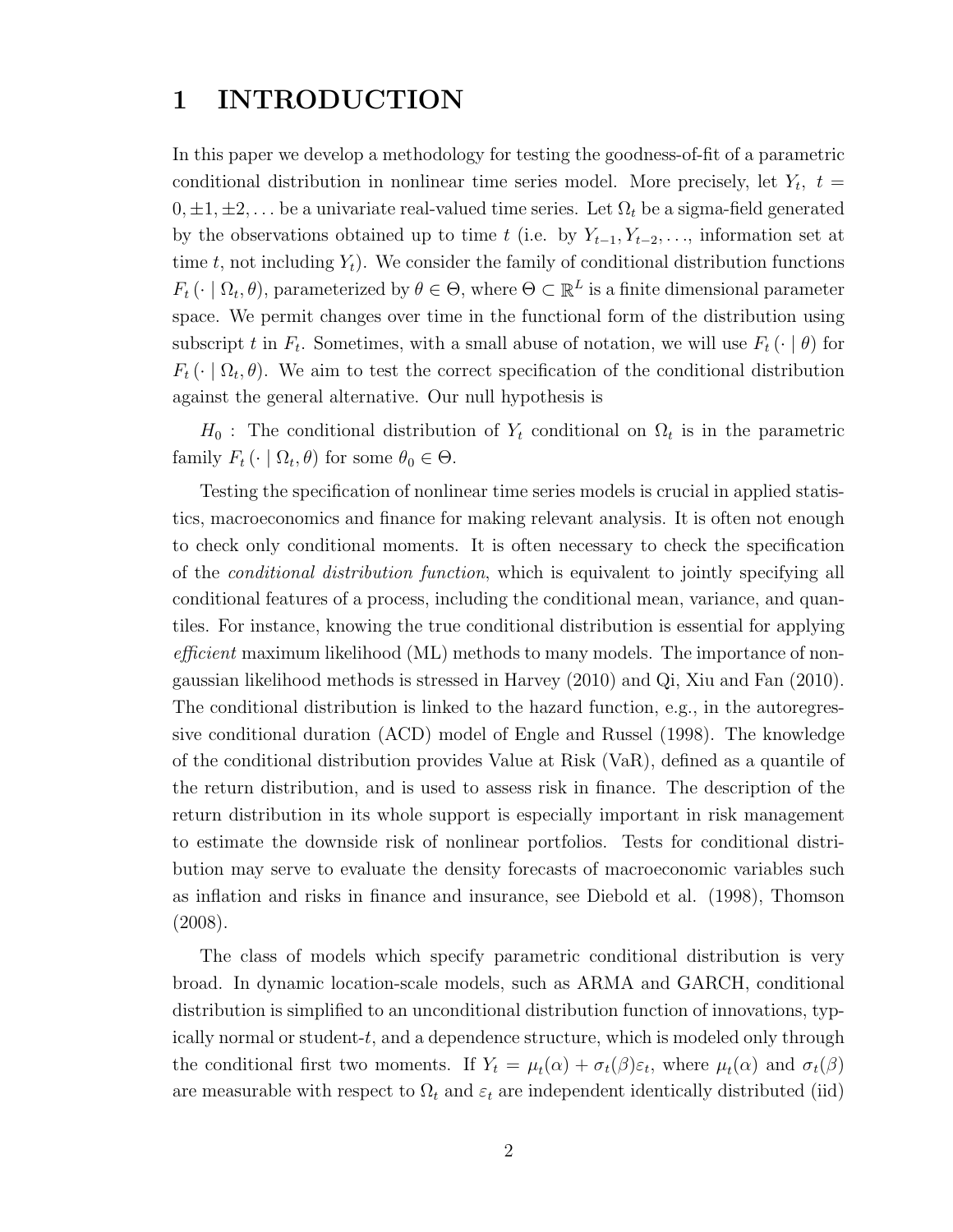# 1 INTRODUCTION

In this paper we develop a methodology for testing the goodness-of-fit of a parametric conditional distribution in nonlinear time series model. More precisely, let $Y_t$, $t = 0, \pm 1, \pm 2, \ldots$ be a univariate real-valued time series. Let $\Omega_t$ be a sigma-field generated by the observations obtained up to time $t$ (i.e. by $Y_{t-1}, Y_{t-2}, \ldots$, information set at time $t$, not including $Y_t$). We consider the family of conditional distribution functions $F_t(\cdot \mid \Omega_t, \theta)$, parameterized by $\theta \in \Theta$, where $\Theta \subset \mathbb{R}^L$ is a finite dimensional parameter space. We permit changes over time in the functional form of the distribution using subscript $t$ in $F_t$. Sometimes, with a small abuse of notation, we will use $F_t(\cdot \mid \theta)$ for $F_t(\cdot \mid \Omega_t, \theta)$. We aim to test the correct specification of the conditional distribution against the general alternative. Our null hypothesis is

$H_0$ : The conditional distribution of $Y_t$ conditional on $\Omega_t$ is in the parametric family $F_t(\cdot \mid \Omega_t, \theta)$ for some $\theta_0 \in \Theta$.

Testing the specification of nonlinear time series models is crucial in applied statistics, macroeconomics and finance for making relevant analysis. It is often not enough to check only conditional moments. It is often necessary to check the specification of the *conditional distribution function*, which is equivalent to jointly specifying all conditional features of a process, including the conditional mean, variance, and quantiles. For instance, knowing the true conditional distribution is essential for applying *efficient* maximum likelihood (ML) methods to many models. The importance of non-gaussian likelihood methods is stressed in Harvey (2010) and Qi, Xiu and Fan (2010). The conditional distribution is linked to the hazard function, e.g., in the autoregressive conditional duration (ACD) model of Engle and Russel (1998). The knowledge of the conditional distribution provides Value at Risk (VaR), defined as a quantile of the return distribution, and is used to assess risk in finance. The description of the return distribution in its whole support is especially important in risk management to estimate the downside risk of nonlinear portfolios. Tests for conditional distribution may serve to evaluate the density forecasts of macroeconomic variables such as inflation and risks in finance and insurance, see Diebold et al. (1998), Thomson (2008).

The class of models which specify parametric conditional distribution is very broad. In dynamic location-scale models, such as ARMA and GARCH, conditional distribution is simplified to an unconditional distribution function of innovations, typically normal or student-$t$, and a dependence structure, which is modeled only through the conditional first two moments. If $Y_t = \mu_t(\alpha) + \sigma_t(\beta)\varepsilon_t$, where $\mu_t(\alpha)$ and $\sigma_t(\beta)$ are measurable with respect to $\Omega_t$ and $\varepsilon_t$ are independent identically distributed (iid)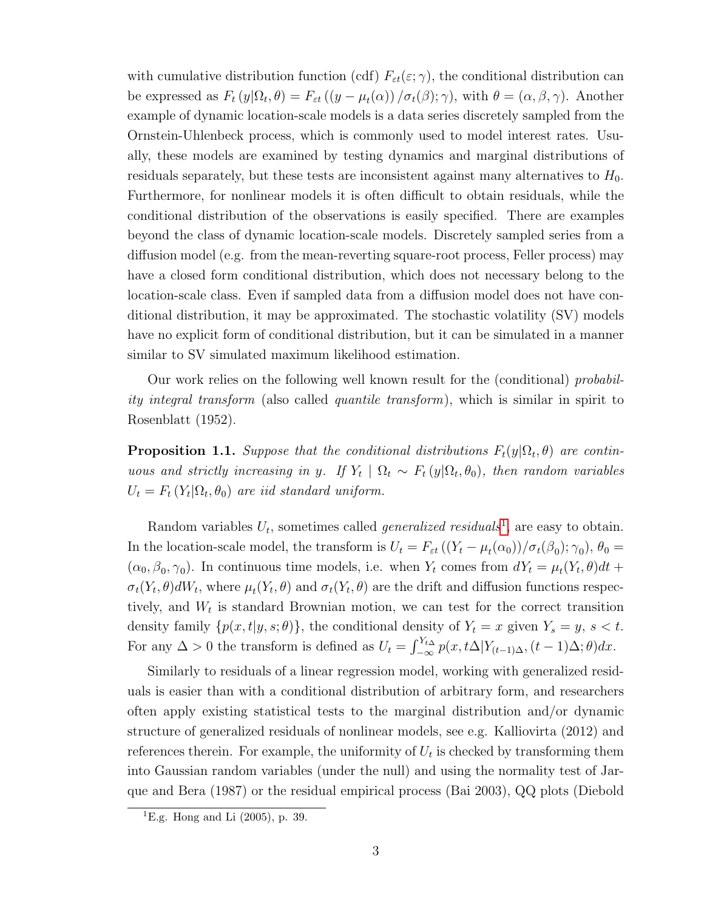with cumulative distribution function (cdf) $F_{\varepsilon t}(\varepsilon;\gamma)$, the conditional distribution can be expressed as $F_t\left(y|\Omega_t,\theta\right) = F_{\varepsilon t}\left((y-\mu_t(\alpha))/\sigma_t(\beta);\gamma\right)$, with $\theta = (\alpha,\beta,\gamma)$. Another example of dynamic location-scale models is a data series discretely sampled from the Ornstein-Uhlenbeck process, which is commonly used to model interest rates. Usually, these models are examined by testing dynamics and marginal distributions of residuals separately, but these tests are inconsistent against many alternatives to $H_0$. Furthermore, for nonlinear models it is often difficult to obtain residuals, while the conditional distribution of the observations is easily specified. There are examples beyond the class of dynamic location-scale models. Discretely sampled series from a diffusion model (e.g. from the mean-reverting square-root process, Feller process) may have a closed form conditional distribution, which does not necessary belong to the location-scale class. Even if sampled data from a diffusion model does not have conditional distribution, it may be approximated. The stochastic volatility (SV) models have no explicit form of conditional distribution, but it can be simulated in a manner similar to SV simulated maximum likelihood estimation.

Our work relies on the following well known result for the (conditional) *probability integral transform* (also called *quantile transform*), which is similar in spirit to Rosenblatt (1952).

**Proposition 1.1.** *Suppose that the conditional distributions $F_t(y|\Omega_t,\theta)$ are continuous and strictly increasing in $y$. If $Y_t \mid \Omega_t \sim F_t\left(y|\Omega_t,\theta_0\right)$, then random variables $U_t = F_t\left(Y_t|\Omega_t,\theta_0\right)$ are iid standard uniform.*

Random variables $U_t$, sometimes called *generalized residuals*[1], are easy to obtain. In the location-scale model, the transform is $U_t = F_{\varepsilon t}\left((Y_t-\mu_t(\alpha_0))/\sigma_t(\beta_0);\gamma_0\right)$, $\theta_0 = (\alpha_0,\beta_0,\gamma_0)$. In continuous time models, i.e. when $Y_t$ comes from $dY_t = \mu_t(Y_t,\theta)dt + \sigma_t(Y_t,\theta)dW_t$, where $\mu_t(Y_t,\theta)$ and $\sigma_t(Y_t,\theta)$ are the drift and diffusion functions respectively, and $W_t$ is standard Brownian motion, we can test for the correct transition density family $\{p(x,t|y,s;\theta)\}$, the conditional density of $Y_t = x$ given $Y_s = y$, $s<t$. For any $\Delta > 0$ the transform is defined as $U_t = \int_{-\infty}^{Y_{t\Delta}} p(x, t\Delta|Y_{(t-1)\Delta},(t-1)\Delta;\theta)dx$.

Similarly to residuals of a linear regression model, working with generalized residuals is easier than with a conditional distribution of arbitrary form, and researchers often apply existing statistical tests to the marginal distribution and/or dynamic structure of generalized residuals of nonlinear models, see e.g. Kalliovirta (2012) and references therein. For example, the uniformity of $U_t$ is checked by transforming them into Gaussian random variables (under the null) and using the normality test of Jarque and Bera (1987) or the residual empirical process (Bai 2003), QQ plots (Diebold

[1] E.g. Hong and Li (2005), p. 39.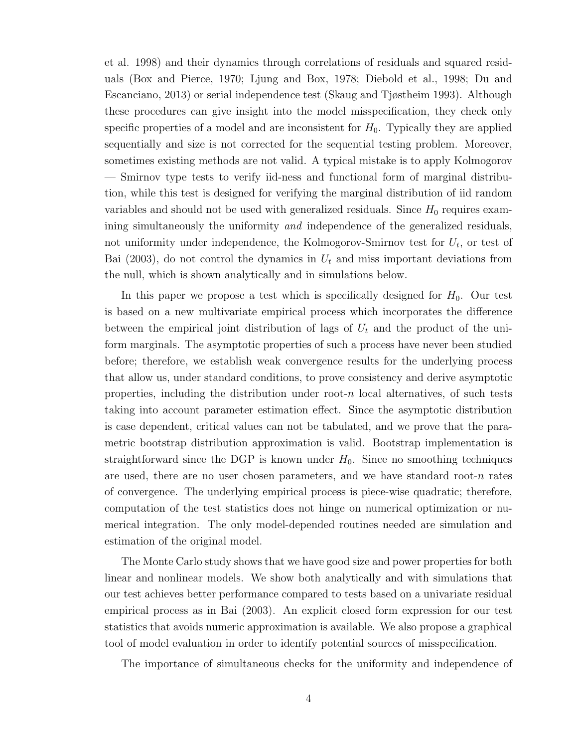et al. 1998) and their dynamics through correlations of residuals and squared residuals (Box and Pierce, 1970; Ljung and Box, 1978; Diebold et al., 1998; Du and Escanciano, 2013) or serial independence test (Skaug and Tjøstheim 1993). Although these procedures can give insight into the model misspecification, they check only specific properties of a model and are inconsistent for $H_0$. Typically they are applied sequentially and size is not corrected for the sequential testing problem. Moreover, sometimes existing methods are not valid. A typical mistake is to apply Kolmogorov — Smirnov type tests to verify iid-ness and functional form of marginal distribution, while this test is designed for verifying the marginal distribution of iid random variables and should not be used with generalized residuals. Since $H_0$ requires examining simultaneously the uniformity *and* independence of the generalized residuals, not uniformity under independence, the Kolmogorov-Smirnov test for $U_t$, or test of Bai (2003), do not control the dynamics in $U_t$ and miss important deviations from the null, which is shown analytically and in simulations below.

In this paper we propose a test which is specifically designed for $H_0$. Our test is based on a new multivariate empirical process which incorporates the difference between the empirical joint distribution of lags of $U_t$ and the product of the uniform marginals. The asymptotic properties of such a process have never been studied before; therefore, we establish weak convergence results for the underlying process that allow us, under standard conditions, to prove consistency and derive asymptotic properties, including the distribution under root-$n$ local alternatives, of such tests taking into account parameter estimation effect. Since the asymptotic distribution is case dependent, critical values can not be tabulated, and we prove that the parametric bootstrap distribution approximation is valid. Bootstrap implementation is straightforward since the DGP is known under $H_0$. Since no smoothing techniques are used, there are no user chosen parameters, and we have standard root-$n$ rates of convergence. The underlying empirical process is piece-wise quadratic; therefore, computation of the test statistics does not hinge on numerical optimization or numerical integration. The only model-depended routines needed are simulation and estimation of the original model.

The Monte Carlo study shows that we have good size and power properties for both linear and nonlinear models. We show both analytically and with simulations that our test achieves better performance compared to tests based on a univariate residual empirical process as in Bai (2003). An explicit closed form expression for our test statistics that avoids numeric approximation is available. We also propose a graphical tool of model evaluation in order to identify potential sources of misspecification.

The importance of simultaneous checks for the uniformity and independence of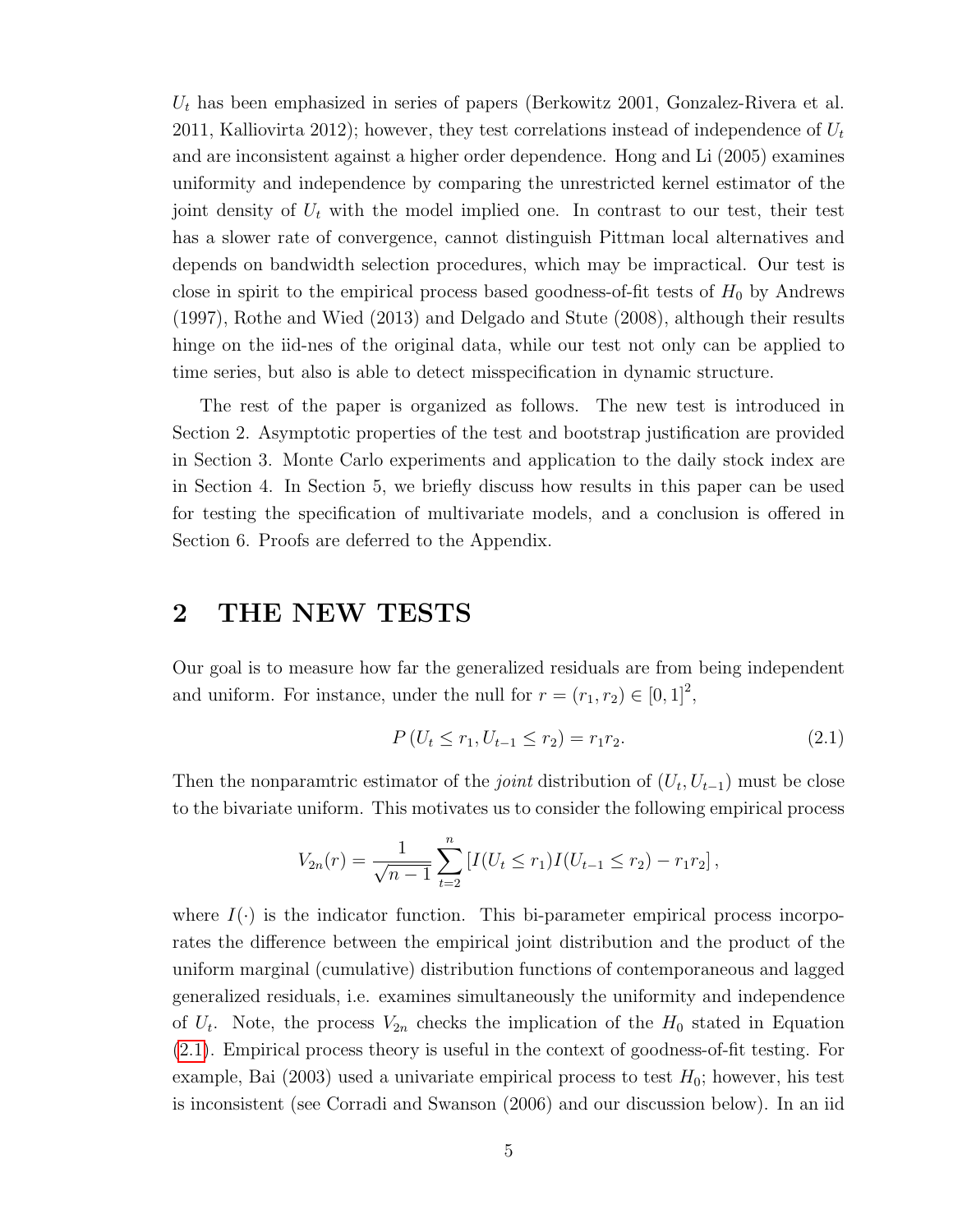$U_t$ has been emphasized in series of papers (Berkowitz 2001, Gonzalez-Rivera et al. 2011, Kalliovirta 2012); however, they test correlations instead of independence of $U_t$ and are inconsistent against a higher order dependence. Hong and Li (2005) examines uniformity and independence by comparing the unrestricted kernel estimator of the joint density of $U_t$ with the model implied one. In contrast to our test, their test has a slower rate of convergence, cannot distinguish Pittman local alternatives and depends on bandwidth selection procedures, which may be impractical. Our test is close in spirit to the empirical process based goodness-of-fit tests of $H_0$ by Andrews (1997), Rothe and Wied (2013) and Delgado and Stute (2008), although their results hinge on the iid-nes of the original data, while our test not only can be applied to time series, but also is able to detect misspecification in dynamic structure.

The rest of the paper is organized as follows. The new test is introduced in Section 2. Asymptotic properties of the test and bootstrap justification are provided in Section 3. Monte Carlo experiments and application to the daily stock index are in Section 4. In Section 5, we briefly discuss how results in this paper can be used for testing the specification of multivariate models, and a conclusion is offered in Section 6. Proofs are deferred to the Appendix.

# 2 THE NEW TESTS

Our goal is to measure how far the generalized residuals are from being independent and uniform. For instance, under the null for $r = (r_1, r_2) \in [0,1]^2$,

$$P(U_t \leq r_1, U_{t-1} \leq r_2) = r_1 r_2. \tag{2.1}$$

Then the nonparamtric estimator of the *joint* distribution of $(U_t, U_{t-1})$ must be close to the bivariate uniform. This motivates us to consider the following empirical process

$$V_{2n}(r) = \frac{1}{\sqrt{n-1}} \sum_{t=2}^{n} \left[ I(U_t \leq r_1) I(U_{t-1} \leq r_2) - r_1 r_2 \right],$$

where $I(\cdot)$ is the indicator function. This bi-parameter empirical process incorporates the difference between the empirical joint distribution and the product of the uniform marginal (cumulative) distribution functions of contemporaneous and lagged generalized residuals, i.e. examines simultaneously the uniformity and independence of $U_t$. Note, the process $V_{2n}$ checks the implication of the $H_0$ stated in Equation (2.1). Empirical process theory is useful in the context of goodness-of-fit testing. For example, Bai (2003) used a univariate empirical process to test $H_0$; however, his test is inconsistent (see Corradi and Swanson (2006) and our discussion below). In an iid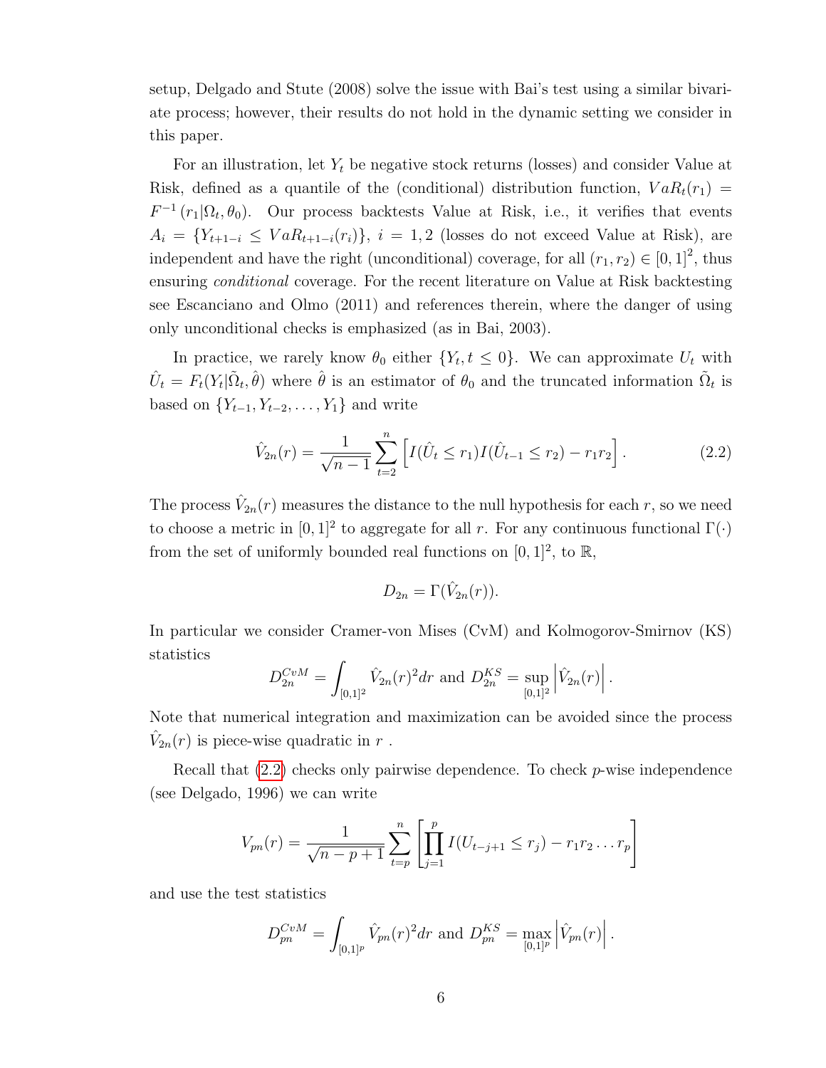setup, Delgado and Stute (2008) solve the issue with Bai's test using a similar bivariate process; however, their results do not hold in the dynamic setting we consider in this paper.

For an illustration, let $Y_t$ be negative stock returns (losses) and consider Value at Risk, defined as a quantile of the (conditional) distribution function, $VaR_t(r_1) = F^{-1}(r_1|\Omega_t, \theta_0)$. Our process backtests Value at Risk, i.e., it verifies that events $A_i = \{Y_{t+1-i} \leq VaR_{t+1-i}(r_i)\}$, $i = 1, 2$ (losses do not exceed Value at Risk), are independent and have the right (unconditional) coverage, for all $(r_1, r_2) \in [0,1]^2$, thus ensuring *conditional* coverage. For the recent literature on Value at Risk backtesting see Escanciano and Olmo (2011) and references therein, where the danger of using only unconditional checks is emphasized (as in Bai, 2003).

In practice, we rarely know $\theta_0$ either $\{Y_t, t \leq 0\}$. We can approximate $U_t$ with $\hat{U}_t = F_t(Y_t|\tilde{\Omega}_t, \hat{\theta})$ where $\hat{\theta}$ is an estimator of $\theta_0$ and the truncated information $\tilde{\Omega}_t$ is based on $\{Y_{t-1}, Y_{t-2}, \ldots, Y_1\}$ and write

$$\hat{V}_{2n}(r) = \frac{1}{\sqrt{n-1}} \sum_{t=2}^{n} \left[ I(\hat{U}_t \leq r_1) I(\hat{U}_{t-1} \leq r_2) - r_1 r_2 \right]. \tag{2.2}$$

The process $\hat{V}_{2n}(r)$ measures the distance to the null hypothesis for each $r$, so we need to choose a metric in $[0,1]^2$ to aggregate for all $r$. For any continuous functional $\Gamma(\cdot)$ from the set of uniformly bounded real functions on $[0,1]^2$, to $\mathbb{R}$,

$$D_{2n} = \Gamma(\hat{V}_{2n}(r)).$$

In particular we consider Cramer-von Mises (CvM) and Kolmogorov-Smirnov (KS) statistics

$$D_{2n}^{CvM} = \int_{[0,1]^2} \hat{V}_{2n}(r)^2 dr \text{ and } D_{2n}^{KS} = \sup_{[0,1]^2} \left| \hat{V}_{2n}(r) \right|.$$

Note that numerical integration and maximization can be avoided since the process $\hat{V}_{2n}(r)$ is piece-wise quadratic in $r$ .

Recall that (2.2) checks only pairwise dependence. To check $p$-wise independence (see Delgado, 1996) we can write

$$V_{pn}(r) = \frac{1}{\sqrt{n-p+1}} \sum_{t=p}^{n} \left[ \prod_{j=1}^{p} I(U_{t-j+1} \leq r_j) - r_1 r_2 \ldots r_p \right]$$

and use the test statistics

$$D_{pn}^{CvM} = \int_{[0,1]^p} \hat{V}_{pn}(r)^2 dr \text{ and } D_{pn}^{KS} = \max_{[0,1]^p} \left| \hat{V}_{pn}(r) \right|.$$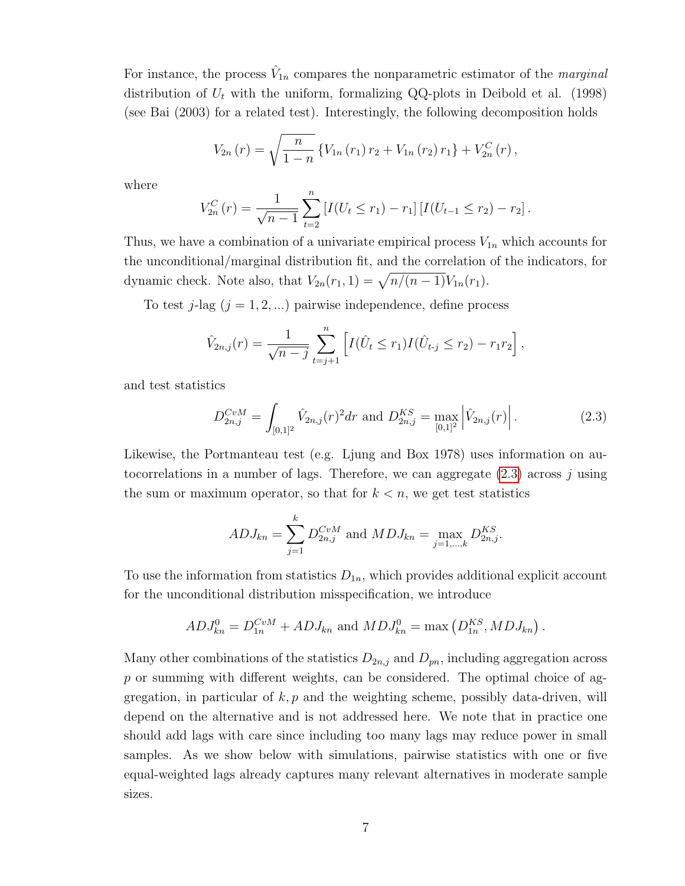For instance, the process $\hat{V}_{1n}$ compares the nonparametric estimator of the *marginal* distribution of $U_t$ with the uniform, formalizing QQ-plots in Deibold et al. (1998) (see Bai (2003) for a related test). Interestingly, the following decomposition holds

$$V_{2n}(r) = \sqrt{\frac{n}{1-n}} \{V_{1n}(r_1) r_2 + V_{1n}(r_2) r_1\} + V_{2n}^C(r),$$

where

$$V_{2n}^C(r) = \frac{1}{\sqrt{n-1}} \sum_{t=2}^{n} [I(U_t \leq r_1) - r_1] [I(U_{t-1} \leq r_2) - r_2].$$

Thus, we have a combination of a univariate empirical process $V_{1n}$ which accounts for the unconditional/marginal distribution fit, and the correlation of the indicators, for dynamic check. Note also, that $V_{2n}(r_1, 1) = \sqrt{n/(n-1)} V_{1n}(r_1)$.

To test $j$-lag ($j = 1, 2, ...$) pairwise independence, define process

$$\hat{V}_{2n,j}(r) = \frac{1}{\sqrt{n-j}} \sum_{t=j+1}^{n} \left[ I(\hat{U}_t \leq r_1) I(\hat{U}_{t-j} \leq r_2) - r_1 r_2 \right],$$

and test statistics

$$D_{2n,j}^{CvM} = \int_{[0,1]^2} \hat{V}_{2n,j}(r)^2 dr \text{ and } D_{2n,j}^{KS} = \max_{[0,1]^2} \left| \hat{V}_{2n,j}(r) \right|. \tag{2.3}$$

Likewise, the Portmanteau test (e.g. Ljung and Box 1978) uses information on autocorrelations in a number of lags. Therefore, we can aggregate (2.3) across $j$ using the sum or maximum operator, so that for $k < n$, we get test statistics

$$ADJ_{kn} = \sum_{j=1}^{k} D_{2n,j}^{CvM} \text{ and } MDJ_{kn} = \max_{j=1,\ldots,k} D_{2n,j}^{KS}.$$

To use the information from statistics $D_{1n}$, which provides additional explicit account for the unconditional distribution misspecification, we introduce

$$ADJ_{kn}^0 = D_{1n}^{CvM} + ADJ_{kn} \text{ and } MDJ_{kn}^0 = \max\left(D_{1n}^{KS}, MDJ_{kn}\right).$$

Many other combinations of the statistics $D_{2n,j}$ and $D_{pn}$, including aggregation across $p$ or summing with different weights, can be considered. The optimal choice of aggregation, in particular of $k, p$ and the weighting scheme, possibly data-driven, will depend on the alternative and is not addressed here. We note that in practice one should add lags with care since including too many lags may reduce power in small samples. As we show below with simulations, pairwise statistics with one or five equal-weighted lags already captures many relevant alternatives in moderate sample sizes.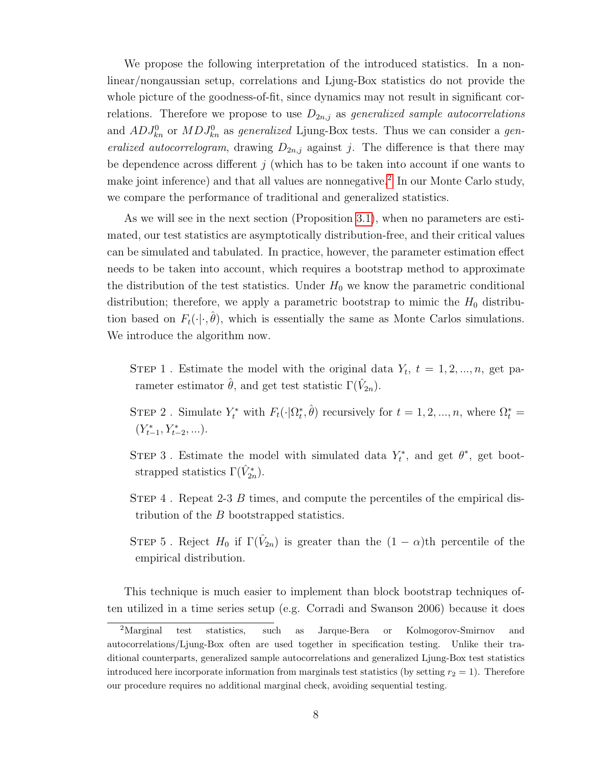We propose the following interpretation of the introduced statistics. In a nonlinear/nongaussian setup, correlations and Ljung-Box statistics do not provide the whole picture of the goodness-of-fit, since dynamics may not result in significant correlations. Therefore we propose to use $D_{2n,j}$ as *generalized sample autocorrelations* and $ADJ^0_{kn}$ or $MDJ^0_{kn}$ as *generalized* Ljung-Box tests. Thus we can consider a *generalized autocorrelogram*, drawing $D_{2n,j}$ against $j$. The difference is that there may be dependence across different $j$ (which has to be taken into account if one wants to make joint inference) and that all values are nonnegative.[2] In our Monte Carlo study, we compare the performance of traditional and generalized statistics.

As we will see in the next section (Proposition 3.1), when no parameters are estimated, our test statistics are asymptotically distribution-free, and their critical values can be simulated and tabulated. In practice, however, the parameter estimation effect needs to be taken into account, which requires a bootstrap method to approximate the distribution of the test statistics. Under $H_0$ we know the parametric conditional distribution; therefore, we apply a parametric bootstrap to mimic the $H_0$ distribution based on $F_t(\cdot|\cdot, \hat{\theta})$, which is essentially the same as Monte Carlos simulations. We introduce the algorithm now.

STEP 1 . Estimate the model with the original data $Y_t$, $t = 1, 2, ..., n$, get parameter estimator $\hat{\theta}$, and get test statistic $\Gamma(\hat{V}_{2n})$.

STEP 2 . Simulate $Y^*_t$ with $F_t(\cdot|\Omega^*_t, \hat{\theta})$ recursively for $t = 1, 2, ..., n$, where $\Omega^*_t = (Y^*_{t-1}, Y^*_{t-2}, ...)$.

STEP 3 . Estimate the model with simulated data $Y^*_t$, and get $\theta^*$, get bootstrapped statistics $\Gamma(\hat{V}^*_{2n})$.

STEP 4 . Repeat 2-3 $B$ times, and compute the percentiles of the empirical distribution of the $B$ bootstrapped statistics.

STEP 5 . Reject $H_0$ if $\Gamma(\hat{V}_{2n})$ is greater than the $(1 - \alpha)$th percentile of the empirical distribution.

This technique is much easier to implement than block bootstrap techniques often utilized in a time series setup (e.g. Corradi and Swanson 2006) because it does

[2] Marginal test statistics, such as Jarque-Bera or Kolmogorov-Smirnov and autocorrelations/Ljung-Box often are used together in specification testing. Unlike their traditional counterparts, generalized sample autocorrelations and generalized Ljung-Box test statistics introduced here incorporate information from marginals test statistics (by setting $r_2 = 1$). Therefore our procedure requires no additional marginal check, avoiding sequential testing.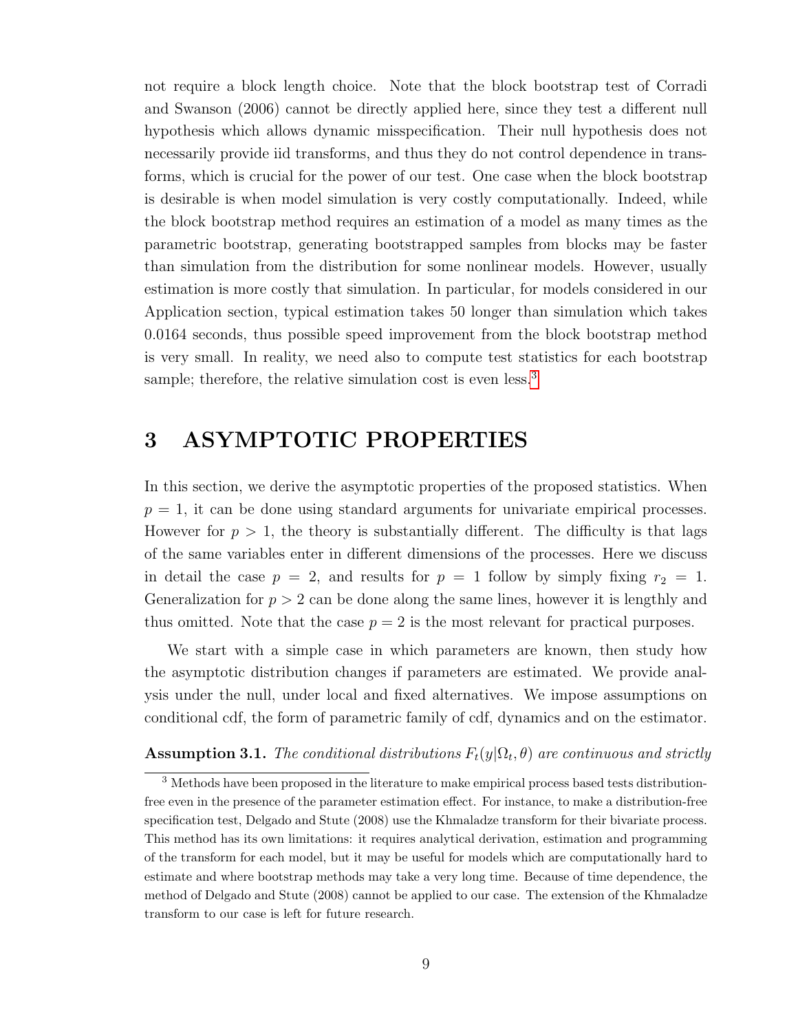not require a block length choice. Note that the block bootstrap test of Corradi and Swanson (2006) cannot be directly applied here, since they test a different null hypothesis which allows dynamic misspecification. Their null hypothesis does not necessarily provide iid transforms, and thus they do not control dependence in transforms, which is crucial for the power of our test. One case when the block bootstrap is desirable is when model simulation is very costly computationally. Indeed, while the block bootstrap method requires an estimation of a model as many times as the parametric bootstrap, generating bootstrapped samples from blocks may be faster than simulation from the distribution for some nonlinear models. However, usually estimation is more costly that simulation. In particular, for models considered in our Application section, typical estimation takes 50 longer than simulation which takes 0.0164 seconds, thus possible speed improvement from the block bootstrap method is very small. In reality, we need also to compute test statistics for each bootstrap sample; therefore, the relative simulation cost is even less.[3]

# 3 ASYMPTOTIC PROPERTIES

In this section, we derive the asymptotic properties of the proposed statistics. When $p = 1$, it can be done using standard arguments for univariate empirical processes. However for $p > 1$, the theory is substantially different. The difficulty is that lags of the same variables enter in different dimensions of the processes. Here we discuss in detail the case $p = 2$, and results for $p = 1$ follow by simply fixing $r_2 = 1$. Generalization for $p > 2$ can be done along the same lines, however it is lengthly and thus omitted. Note that the case $p = 2$ is the most relevant for practical purposes.

We start with a simple case in which parameters are known, then study how the asymptotic distribution changes if parameters are estimated. We provide analysis under the null, under local and fixed alternatives. We impose assumptions on conditional cdf, the form of parametric family of cdf, dynamics and on the estimator.

**Assumption 3.1.** *The conditional distributions $F_t(y|\Omega_t, \theta)$ are continuous and strictly*

[3] Methods have been proposed in the literature to make empirical process based tests distribution-free even in the presence of the parameter estimation effect. For instance, to make a distribution-free specification test, Delgado and Stute (2008) use the Khmaladze transform for their bivariate process. This method has its own limitations: it requires analytical derivation, estimation and programming of the transform for each model, but it may be useful for models which are computationally hard to estimate and where bootstrap methods may take a very long time. Because of time dependence, the method of Delgado and Stute (2008) cannot be applied to our case. The extension of the Khmaladze transform to our case is left for future research.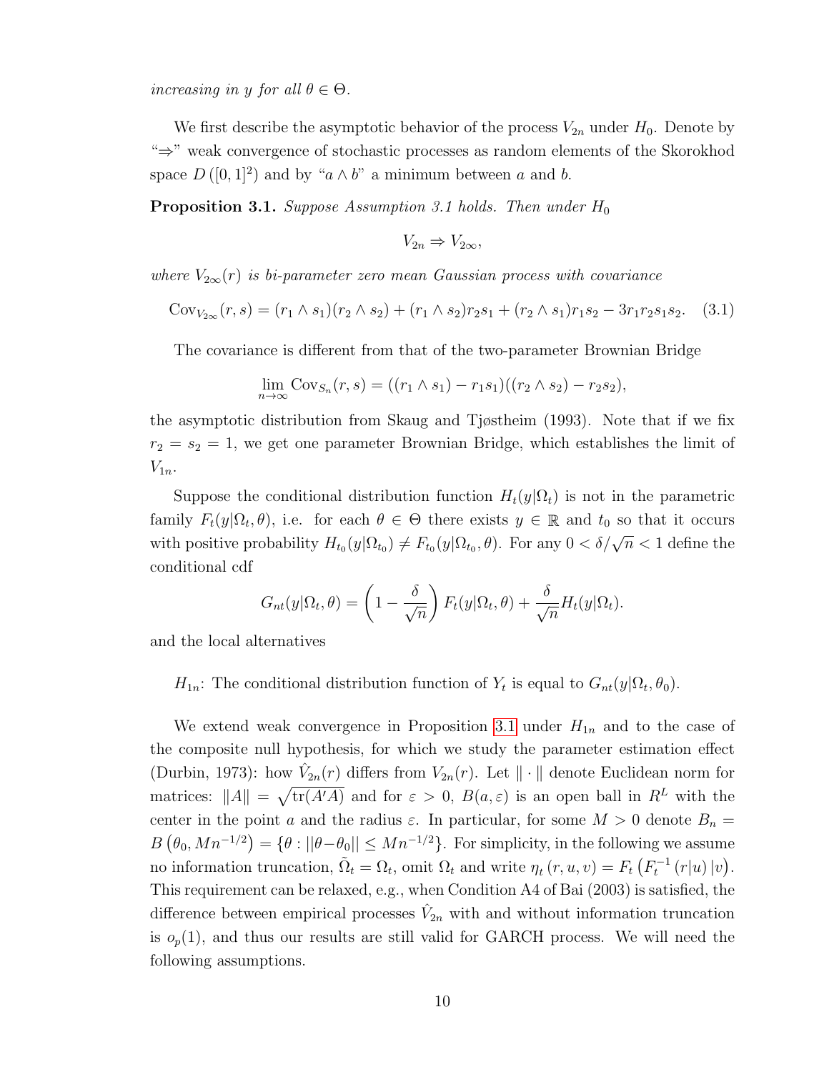*increasing in $y$ for all $\theta \in \Theta$.*

We first describe the asymptotic behavior of the process $V_{2n}$ under $H_0$. Denote by "$\Rightarrow$" weak convergence of stochastic processes as random elements of the Skorokhod space $D\left([0,1]^2\right)$ and by "$a \wedge b$" a minimum between $a$ and $b$.

**Proposition 3.1.** *Suppose Assumption 3.1 holds. Then under $H_0$*

$$V_{2n} \Rightarrow V_{2\infty},$$

*where $V_{2\infty}(r)$ is bi-parameter zero mean Gaussian process with covariance*

$$\mathrm{Cov}_{V_{2\infty}}(r,s) = (r_1 \wedge s_1)(r_2 \wedge s_2) + (r_1 \wedge s_2)r_2 s_1 + (r_2 \wedge s_1)r_1 s_2 - 3r_1 r_2 s_1 s_2. \quad (3.1)$$

The covariance is different from that of the two-parameter Brownian Bridge

$$\lim_{n\to\infty} \mathrm{Cov}_{S_n}(r,s) = ((r_1 \wedge s_1) - r_1 s_1)((r_2 \wedge s_2) - r_2 s_2),$$

the asymptotic distribution from Skaug and Tjøstheim (1993). Note that if we fix $r_2 = s_2 = 1$, we get one parameter Brownian Bridge, which establishes the limit of $V_{1n}$.

Suppose the conditional distribution function $H_t(y|\Omega_t)$ is not in the parametric family $F_t(y|\Omega_t, \theta)$, i.e. for each $\theta \in \Theta$ there exists $y \in \mathbb{R}$ and $t_0$ so that it occurs with positive probability $H_{t_0}(y|\Omega_{t_0}) \neq F_{t_0}(y|\Omega_{t_0}, \theta)$. For any $0 < \delta/\sqrt{n} < 1$ define the conditional cdf

$$G_{nt}(y|\Omega_t, \theta) = \left(1 - \frac{\delta}{\sqrt{n}}\right) F_t(y|\Omega_t, \theta) + \frac{\delta}{\sqrt{n}} H_t(y|\Omega_t).$$

and the local alternatives

$H_{1n}$: The conditional distribution function of $Y_t$ is equal to $G_{nt}(y|\Omega_t, \theta_0)$.

We extend weak convergence in Proposition 3.1 under $H_{1n}$ and to the case of the composite null hypothesis, for which we study the parameter estimation effect (Durbin, 1973): how $\hat{V}_{2n}(r)$ differs from $V_{2n}(r)$. Let $\|\cdot\|$ denote Euclidean norm for matrices: $\|A\| = \sqrt{\mathrm{tr}(A'A)}$ and for $\varepsilon > 0$, $B(a, \varepsilon)$ is an open ball in $R^L$ with the center in the point $a$ and the radius $\varepsilon$. In particular, for some $M > 0$ denote $B_n = B\left(\theta_0, Mn^{-1/2}\right) = \{\theta : ||\theta - \theta_0|| \leq Mn^{-1/2}\}$. For simplicity, in the following we assume no information truncation, $\tilde{\Omega}_t = \Omega_t$, omit $\Omega_t$ and write $\eta_t(r, u, v) = F_t\left(F_t^{-1}(r|u)\,|v\right)$. This requirement can be relaxed, e.g., when Condition A4 of Bai (2003) is satisfied, the difference between empirical processes $\hat{V}_{2n}$ with and without information truncation is $o_p(1)$, and thus our results are still valid for GARCH process. We will need the following assumptions.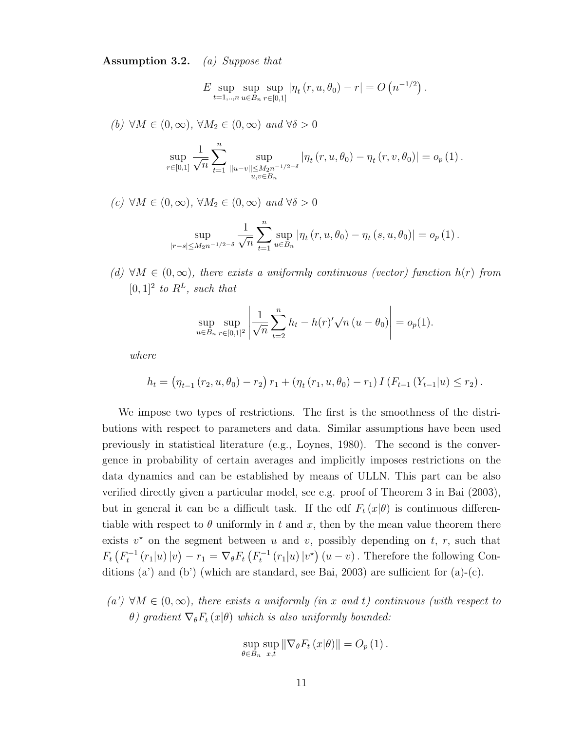**Assumption 3.2.** *(a) Suppose that*

$$E \sup_{t=1,..,n} \sup_{u \in B_n} \sup_{r \in [0,1]} |\eta_t(r,u,\theta_0) - r| = O\left(n^{-1/2}\right).$$

*(b)* $\forall M \in (0,\infty)$, $\forall M_2 \in (0,\infty)$ *and* $\forall \delta > 0$

$$\sup_{r \in [0,1]} \frac{1}{\sqrt{n}} \sum_{t=1}^{n} \sup_{\substack{||u-v|| \leq M_2 n^{-1/2-\delta} \\ u,v \in B_n}} |\eta_t(r,u,\theta_0) - \eta_t(r,v,\theta_0)| = o_p(1).$$

*(c)* $\forall M \in (0,\infty)$, $\forall M_2 \in (0,\infty)$ *and* $\forall \delta > 0$

$$\sup_{|r-s| \leq M_2 n^{-1/2-\delta}} \frac{1}{\sqrt{n}} \sum_{t=1}^{n} \sup_{u \in B_n} |\eta_t(r,u,\theta_0) - \eta_t(s,u,\theta_0)| = o_p(1).$$

*(d)* $\forall M \in (0,\infty)$, *there exists a uniformly continuous (vector) function* $h(r)$ *from* $[0,1]^2$ *to* $R^L$, *such that*

$$\sup_{u \in B_n} \sup_{r \in [0,1]^2} \left| \frac{1}{\sqrt{n}} \sum_{t=2}^{n} h_t - h(r)' \sqrt{n}(u - \theta_0) \right| = o_p(1).$$

*where*

$$h_t = \left(\eta_{t-1}(r_2,u,\theta_0) - r_2\right) r_1 + \left(\eta_t(r_1,u,\theta_0) - r_1\right) I\left(F_{t-1}(Y_{t-1}|u) \leq r_2\right).$$

We impose two types of restrictions. The first is the smoothness of the distributions with respect to parameters and data. Similar assumptions have been used previously in statistical literature (e.g., Loynes, 1980). The second is the convergence in probability of certain averages and implicitly imposes restrictions on the data dynamics and can be established by means of ULLN. This part can be also verified directly given a particular model, see e.g. proof of Theorem 3 in Bai (2003), but in general it can be a difficult task. If the cdf $F_t(x|\theta)$ is continuous differentiable with respect to $\theta$ uniformly in $t$ and $x$, then by the mean value theorem there exists $v^\star$ on the segment between $u$ and $v$, possibly depending on $t$, $r$, such that $F_t\left(F_t^{-1}(r_1|u)|v\right) - r_1 = \nabla_\theta F_t\left(F_t^{-1}(r_1|u)|v^\star\right)(u-v)$. Therefore the following Conditions (a') and (b') (which are standard, see Bai, 2003) are sufficient for (a)-(c).

*(a')* $\forall M \in (0,\infty)$, *there exists a uniformly (in* $x$ *and* $t$*) continuous (with respect to* $\theta$*) gradient* $\nabla_\theta F_t(x|\theta)$ *which is also uniformly bounded:*

$$\sup_{\theta \in B_n} \sup_{x,t} \|\nabla_\theta F_t(x|\theta)\| = O_p(1).$$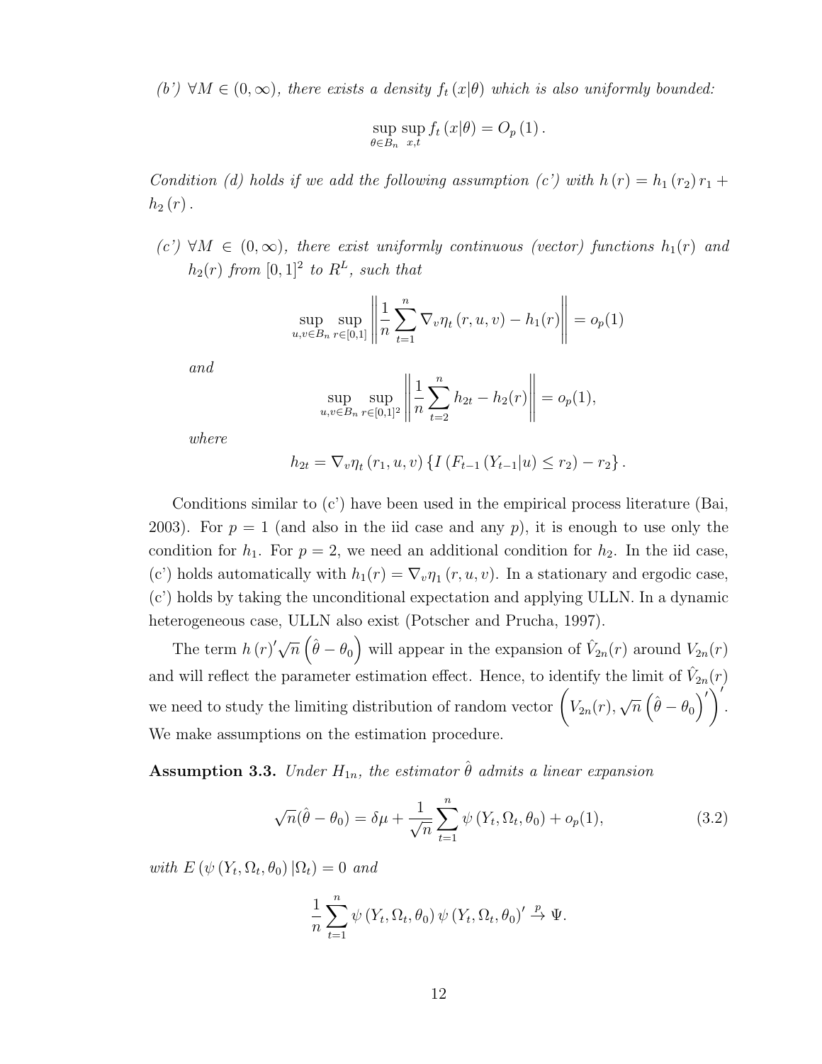*(b') $\forall M \in (0,\infty)$, there exists a density $f_t(x|\theta)$ which is also uniformly bounded:*

$$\sup_{\theta \in B_n} \sup_{x,t} f_t(x|\theta) = O_p(1).$$

*Condition (d) holds if we add the following assumption (c') with $h(r) = h_1(r_2) r_1 + h_2(r)$.*

*(c') $\forall M \in (0,\infty)$, there exist uniformly continuous (vector) functions $h_1(r)$ and $h_2(r)$ from $[0,1]^2$ to $R^L$, such that*

$$\sup_{u,v \in B_n} \sup_{r \in [0,1]} \left\| \frac{1}{n} \sum_{t=1}^{n} \nabla_v \eta_t(r,u,v) - h_1(r) \right\| = o_p(1)$$

*and*

$$\sup_{u,v \in B_n} \sup_{r \in [0,1]^2} \left\| \frac{1}{n} \sum_{t=2}^{n} h_{2t} - h_2(r) \right\| = o_p(1),$$

*where*

$$h_{2t} = \nabla_v \eta_t(r_1,u,v) \left\{ I\left(F_{t-1}(Y_{t-1}|u) \le r_2\right) - r_2 \right\}.$$

Conditions similar to (c') have been used in the empirical process literature (Bai, 2003). For $p=1$ (and also in the iid case and any $p$), it is enough to use only the condition for $h_1$. For $p=2$, we need an additional condition for $h_2$. In the iid case, (c') holds automatically with $h_1(r) = \nabla_v \eta_1(r,u,v)$. In a stationary and ergodic case, (c') holds by taking the unconditional expectation and applying ULLN. In a dynamic heterogeneous case, ULLN also exist (Potscher and Prucha, 1997).

The term $h(r)' \sqrt{n}\left(\hat{\theta} - \theta_0\right)$ will appear in the expansion of $\hat{V}_{2n}(r)$ around $V_{2n}(r)$ and will reflect the parameter estimation effect. Hence, to identify the limit of $\hat{V}_{2n}(r)$ we need to study the limiting distribution of random vector $\left(V_{2n}(r), \sqrt{n}\left(\hat{\theta} - \theta_0\right)'\right)'$. We make assumptions on the estimation procedure.

**Assumption 3.3.** *Under $H_{1n}$, the estimator $\hat{\theta}$ admits a linear expansion*

$$\sqrt{n}(\hat{\theta} - \theta_0) = \delta\mu + \frac{1}{\sqrt{n}} \sum_{t=1}^{n} \psi(Y_t, \Omega_t, \theta_0) + o_p(1), \tag{3.2}$$

*with $E\left(\psi(Y_t, \Omega_t, \theta_0) | \Omega_t\right) = 0$ and*

$$\frac{1}{n} \sum_{t=1}^{n} \psi(Y_t, \Omega_t, \theta_0) \psi(Y_t, \Omega_t, \theta_0)' \xrightarrow{p} \Psi.$$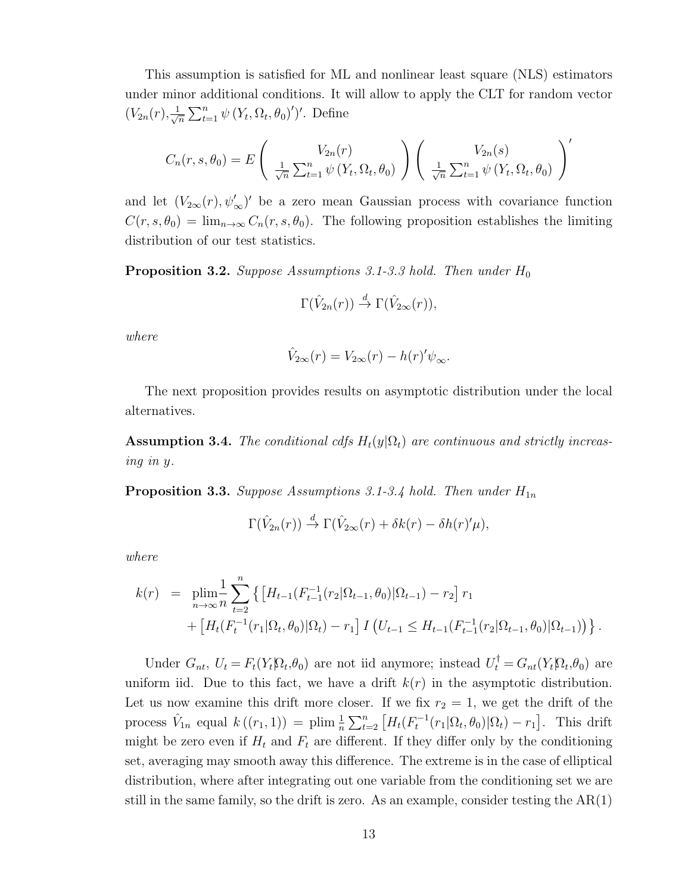This assumption is satisfied for ML and nonlinear least square (NLS) estimators under minor additional conditions. It will allow to apply the CLT for random vector $(V_{2n}(r), \frac{1}{\sqrt{n}}\sum_{t=1}^{n}\psi\left(Y_t,\Omega_t,\theta_0\right)')'$. Define

$$C_n(r,s,\theta_0) = E\left(\begin{array}{c} V_{2n}(r) \\ \frac{1}{\sqrt{n}}\sum_{t=1}^{n}\psi\left(Y_t,\Omega_t,\theta_0\right) \end{array}\right)\left(\begin{array}{c} V_{2n}(s) \\ \frac{1}{\sqrt{n}}\sum_{t=1}^{n}\psi\left(Y_t,\Omega_t,\theta_0\right) \end{array}\right)'$$

and let $(V_{2\infty}(r), \psi_\infty')'$ be a zero mean Gaussian process with covariance function $C(r,s,\theta_0) = \lim_{n\to\infty} C_n(r,s,\theta_0)$. The following proposition establishes the limiting distribution of our test statistics.

**Proposition 3.2.** *Suppose Assumptions 3.1-3.3 hold. Then under* $H_0$

$$\Gamma(\hat{V}_{2n}(r)) \xrightarrow{d} \Gamma(\hat{V}_{2\infty}(r)),$$

*where*

$$\hat{V}_{2\infty}(r) = V_{2\infty}(r) - h(r)'\psi_\infty.$$

The next proposition provides results on asymptotic distribution under the local alternatives.

**Assumption 3.4.** *The conditional cdfs* $H_t(y|\Omega_t)$ *are continuous and strictly increasing in* $y$.

**Proposition 3.3.** *Suppose Assumptions 3.1-3.4 hold. Then under* $H_{1n}$

$$\Gamma(\hat{V}_{2n}(r)) \xrightarrow{d} \Gamma(\hat{V}_{2\infty}(r) + \delta k(r) - \delta h(r)'\mu),$$

*where*

$$\begin{aligned} k(r) &= \operatorname*{plim}_{n\to\infty}\frac{1}{n}\sum_{t=2}^{n}\left\{\left[H_{t-1}(F_{t-1}^{-1}(r_2|\Omega_{t-1},\theta_0)|\Omega_{t-1}) - r_2\right]r_1\right. \\ &\quad \left. + \left[H_t(F_t^{-1}(r_1|\Omega_t,\theta_0)|\Omega_t) - r_1\right] I\left(U_{t-1} \le H_{t-1}(F_{t-1}^{-1}(r_2|\Omega_{t-1},\theta_0)|\Omega_{t-1})\right)\right\}. \end{aligned}$$

Under $G_{nt}$, $U_t = F_t(Y_t|\Omega_t,\theta_0)$ are not iid anymore; instead $U_t^\dagger = G_{nt}(Y_t|\Omega_t,\theta_0)$ are uniform iid. Due to this fact, we have a drift $k(r)$ in the asymptotic distribution. Let us now examine this drift more closer. If we fix $r_2 = 1$, we get the drift of the process $\hat{V}_{1n}$ equal $k\left((r_1,1)\right) = \operatorname{plim}\frac{1}{n}\sum_{t=2}^{n}\left[H_t(F_t^{-1}(r_1|\Omega_t,\theta_0)|\Omega_t) - r_1\right]$. This drift might be zero even if $H_t$ and $F_t$ are different. If they differ only by the conditioning set, averaging may smooth away this difference. The extreme is in the case of elliptical distribution, where after integrating out one variable from the conditioning set we are still in the same family, so the drift is zero. As an example, consider testing the AR(1)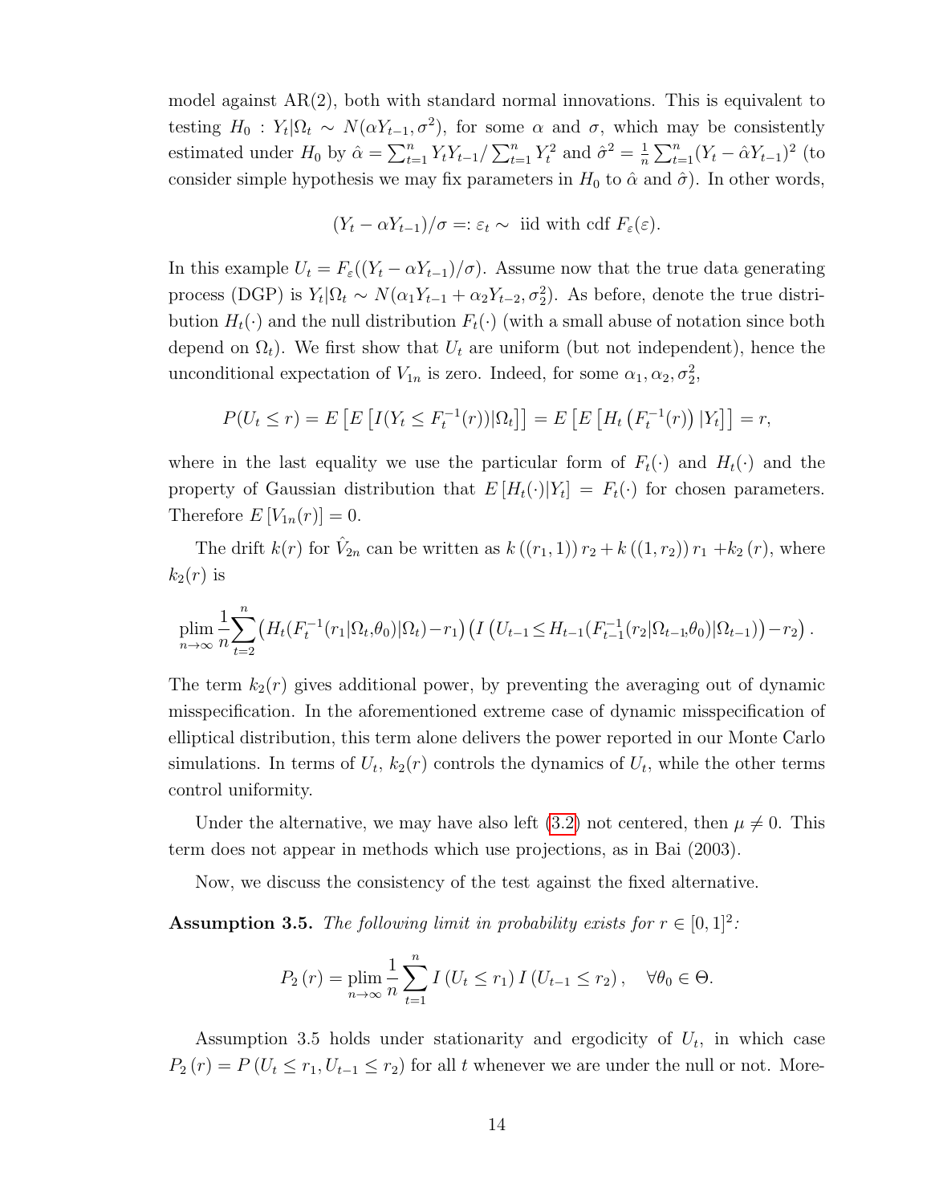model against AR(2), both with standard normal innovations. This is equivalent to testing $H_0 : Y_t|\Omega_t \sim N(\alpha Y_{t-1}, \sigma^2)$, for some $\alpha$ and $\sigma$, which may be consistently estimated under $H_0$ by $\hat{\alpha} = \sum_{t=1}^n Y_t Y_{t-1} / \sum_{t=1}^n Y_t^2$ and $\hat{\sigma}^2 = \frac{1}{n}\sum_{t=1}^n (Y_t - \hat{\alpha} Y_{t-1})^2$ (to consider simple hypothesis we may fix parameters in $H_0$ to $\hat{\alpha}$ and $\hat{\sigma}$). In other words,

$$(Y_t - \alpha Y_{t-1})/\sigma =: \varepsilon_t \sim \text{ iid with cdf } F_\varepsilon(\varepsilon).$$

In this example $U_t = F_\varepsilon((Y_t - \alpha Y_{t-1})/\sigma)$. Assume now that the true data generating process (DGP) is $Y_t|\Omega_t \sim N(\alpha_1 Y_{t-1} + \alpha_2 Y_{t-2}, \sigma_2^2)$. As before, denote the true distribution $H_t(\cdot)$ and the null distribution $F_t(\cdot)$ (with a small abuse of notation since both depend on $\Omega_t$). We first show that $U_t$ are uniform (but not independent), hence the unconditional expectation of $V_{1n}$ is zero. Indeed, for some $\alpha_1, \alpha_2, \sigma_2^2$,

$$P(U_t \leq r) = E\left[E\left[I(Y_t \leq F_t^{-1}(r))|\Omega_t\right]\right] = E\left[E\left[H_t\left(F_t^{-1}(r)\right)|Y_t\right]\right] = r,$$

where in the last equality we use the particular form of $F_t(\cdot)$ and $H_t(\cdot)$ and the property of Gaussian distribution that $E\left[H_t(\cdot)|Y_t\right] = F_t(\cdot)$ for chosen parameters. Therefore $E\left[V_{1n}(r)\right] = 0$.

The drift $k(r)$ for $\hat{V}_{2n}$ can be written as $k\left((r_1, 1)\right) r_2 + k\left((1, r_2)\right) r_1 + k_2\left(r\right)$, where $k_2(r)$ is

$$\operatorname*{plim}_{n\to\infty} \frac{1}{n}\sum_{t=2}^{n}\left(H_t(F_t^{-1}(r_1|\Omega_t,\theta_0)|\Omega_t) - r_1\right)\left(I\left(U_{t-1} \leq H_{t-1}(F_{t-1}^{-1}(r_2|\Omega_{t-1},\theta_0)|\Omega_{t-1})\right) - r_2\right).$$

The term $k_2(r)$ gives additional power, by preventing the averaging out of dynamic misspecification. In the aforementioned extreme case of dynamic misspecification of elliptical distribution, this term alone delivers the power reported in our Monte Carlo simulations. In terms of $U_t$, $k_2(r)$ controls the dynamics of $U_t$, while the other terms control uniformity.

Under the alternative, we may have also left (3.2) not centered, then $\mu \neq 0$. This term does not appear in methods which use projections, as in Bai (2003).

Now, we discuss the consistency of the test against the fixed alternative.

**Assumption 3.5.** *The following limit in probability exists for* $r \in [0, 1]^2$*:*

$$P_2\left(r\right) = \operatorname*{plim}_{n\to\infty} \frac{1}{n}\sum_{t=1}^{n} I\left(U_t \leq r_1\right) I\left(U_{t-1} \leq r_2\right), \quad \forall \theta_0 \in \Theta.$$

Assumption 3.5 holds under stationarity and ergodicity of $U_t$, in which case $P_2\left(r\right) = P\left(U_t \leq r_1, U_{t-1} \leq r_2\right)$ for all $t$ whenever we are under the null or not. More-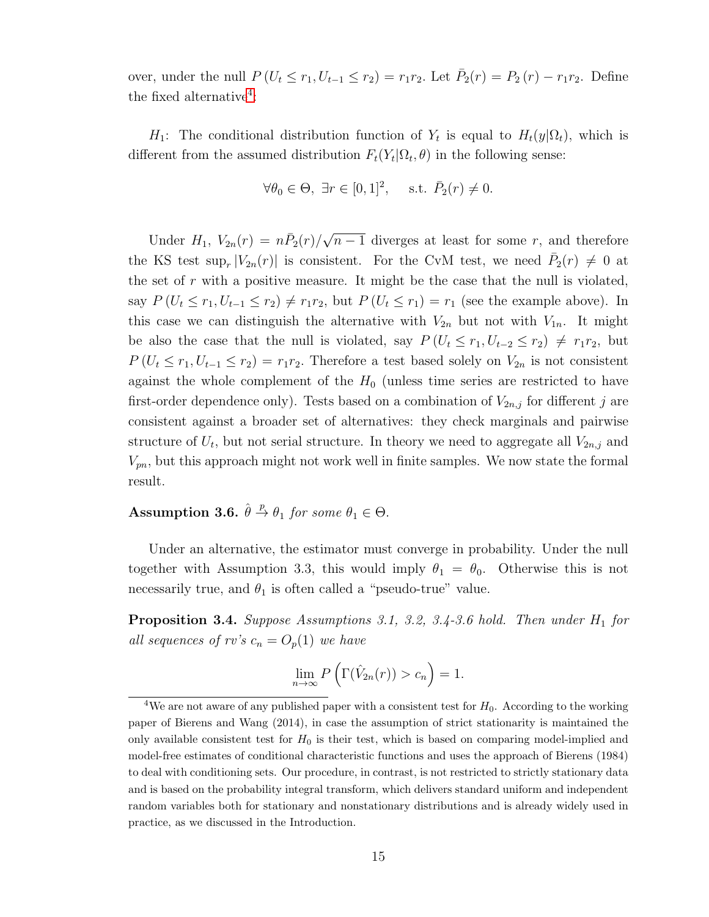over, under the null $P(U_t \leq r_1, U_{t-1} \leq r_2) = r_1 r_2$. Let $\bar{P}_2(r) = P_2(r) - r_1 r_2$. Define the fixed alternative[4]:

$H_1$: The conditional distribution function of $Y_t$ is equal to $H_t(y|\Omega_t)$, which is different from the assumed distribution $F_t(Y_t|\Omega_t, \theta)$ in the following sense:

$$\forall \theta_0 \in \Theta, \ \exists r \in [0,1]^2, \quad \text{s.t. } \bar{P}_2(r) \neq 0.$$

Under $H_1$, $V_{2n}(r) = n\bar{P}_2(r)/\sqrt{n-1}$ diverges at least for some $r$, and therefore the KS test $\sup_r |V_{2n}(r)|$ is consistent. For the CvM test, we need $\bar{P}_2(r) \neq 0$ at the set of $r$ with a positive measure. It might be the case that the null is violated, say $P(U_t \leq r_1, U_{t-1} \leq r_2) \neq r_1 r_2$, but $P(U_t \leq r_1) = r_1$ (see the example above). In this case we can distinguish the alternative with $V_{2n}$ but not with $V_{1n}$. It might be also the case that the null is violated, say $P(U_t \leq r_1, U_{t-2} \leq r_2) \neq r_1 r_2$, but $P(U_t \leq r_1, U_{t-1} \leq r_2) = r_1 r_2$. Therefore a test based solely on $V_{2n}$ is not consistent against the whole complement of the $H_0$ (unless time series are restricted to have first-order dependence only). Tests based on a combination of $V_{2n,j}$ for different $j$ are consistent against a broader set of alternatives: they check marginals and pairwise structure of $U_t$, but not serial structure. In theory we need to aggregate all $V_{2n,j}$ and $V_{pn}$, but this approach might not work well in finite samples. We now state the formal result.

**Assumption 3.6.** *$\hat{\theta} \xrightarrow{p} \theta_1$ for some $\theta_1 \in \Theta$.*

Under an alternative, the estimator must converge in probability. Under the null together with Assumption 3.3, this would imply $\theta_1 = \theta_0$. Otherwise this is not necessarily true, and $\theta_1$ is often called a "pseudo-true" value.

**Proposition 3.4.** *Suppose Assumptions 3.1, 3.2, 3.4-3.6 hold. Then under $H_1$ for all sequences of rv's $c_n = O_p(1)$ we have*

$$\lim_{n \to \infty} P\left(\Gamma(\hat{V}_{2n}(r)) > c_n\right) = 1.$$

[4] We are not aware of any published paper with a consistent test for $H_0$. According to the working paper of Bierens and Wang (2014), in case the assumption of strict stationarity is maintained the only available consistent test for $H_0$ is their test, which is based on comparing model-implied and model-free estimates of conditional characteristic functions and uses the approach of Bierens (1984) to deal with conditioning sets. Our procedure, in contrast, is not restricted to strictly stationary data and is based on the probability integral transform, which delivers standard uniform and independent random variables both for stationary and nonstationary distributions and is already widely used in practice, as we discussed in the Introduction.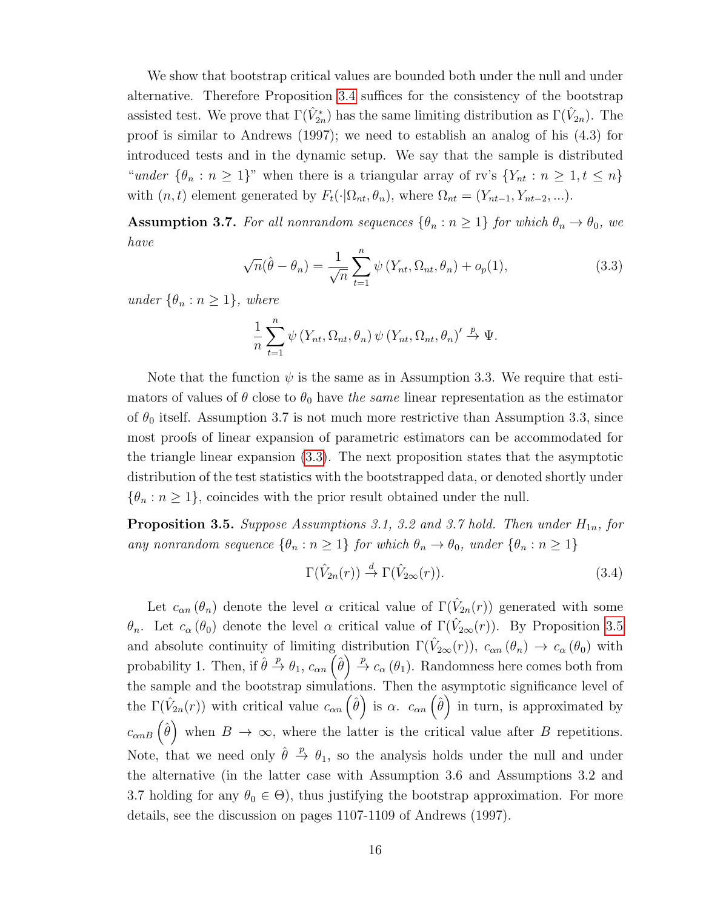We show that bootstrap critical values are bounded both under the null and under alternative. Therefore Proposition 3.4 suffices for the consistency of the bootstrap assisted test. We prove that $\Gamma(\hat{V}_{2n}^*)$ has the same limiting distribution as $\Gamma(\hat{V}_{2n})$. The proof is similar to Andrews (1997); we need to establish an analog of his (4.3) for introduced tests and in the dynamic setup. We say that the sample is distributed "*under* $\{\theta_n : n \geq 1\}$" when there is a triangular array of rv's $\{Y_{nt} : n \geq 1, t \leq n\}$ with $(n,t)$ element generated by $F_t(\cdot|\Omega_{nt}, \theta_n)$, where $\Omega_{nt} = (Y_{nt-1}, Y_{nt-2}, ...)$.

**Assumption 3.7.** *For all nonrandom sequences $\{\theta_n : n \geq 1\}$ for which $\theta_n \to \theta_0$, we have*

$$\sqrt{n}(\hat{\theta} - \theta_n) = \frac{1}{\sqrt{n}} \sum_{t=1}^{n} \psi\left(Y_{nt}, \Omega_{nt}, \theta_n\right) + o_p(1), \tag{3.3}$$

*under $\{\theta_n : n \geq 1\}$, where*

$$\frac{1}{n} \sum_{t=1}^{n} \psi\left(Y_{nt}, \Omega_{nt}, \theta_n\right) \psi\left(Y_{nt}, \Omega_{nt}, \theta_n\right)' \xrightarrow{p} \Psi.$$

Note that the function $\psi$ is the same as in Assumption 3.3. We require that estimators of values of $\theta$ close to $\theta_0$ have *the same* linear representation as the estimator of $\theta_0$ itself. Assumption 3.7 is not much more restrictive than Assumption 3.3, since most proofs of linear expansion of parametric estimators can be accommodated for the triangle linear expansion (3.3). The next proposition states that the asymptotic distribution of the test statistics with the bootstrapped data, or denoted shortly under $\{\theta_n : n \geq 1\}$, coincides with the prior result obtained under the null.

**Proposition 3.5.** *Suppose Assumptions 3.1, 3.2 and 3.7 hold. Then under $H_{1n}$, for any nonrandom sequence $\{\theta_n : n \geq 1\}$ for which $\theta_n \to \theta_0$, under $\{\theta_n : n \geq 1\}$*

$$\Gamma(\hat{V}_{2n}(r)) \xrightarrow{d} \Gamma(\hat{V}_{2\infty}(r)). \tag{3.4}$$

Let $c_{\alpha n}(\theta_n)$ denote the level $\alpha$ critical value of $\Gamma(\hat{V}_{2n}(r))$ generated with some $\theta_n$. Let $c_\alpha(\theta_0)$ denote the level $\alpha$ critical value of $\Gamma(\hat{V}_{2\infty}(r))$. By Proposition 3.5 and absolute continuity of limiting distribution $\Gamma(\hat{V}_{2\infty}(r))$, $c_{\alpha n}(\theta_n) \to c_\alpha(\theta_0)$ with probability 1. Then, if $\hat{\theta} \xrightarrow{p} \theta_1$, $c_{\alpha n}\left(\hat{\theta}\right) \xrightarrow{p} c_\alpha(\theta_1)$. Randomness here comes both from the sample and the bootstrap simulations. Then the asymptotic significance level of the $\Gamma(\hat{V}_{2n}(r))$ with critical value $c_{\alpha n}\left(\hat{\theta}\right)$ is $\alpha$. $c_{\alpha n}\left(\hat{\theta}\right)$ in turn, is approximated by $c_{\alpha nB}\left(\hat{\theta}\right)$ when $B \to \infty$, where the latter is the critical value after $B$ repetitions. Note, that we need only $\hat{\theta} \xrightarrow{p} \theta_1$, so the analysis holds under the null and under the alternative (in the latter case with Assumption 3.6 and Assumptions 3.2 and 3.7 holding for any $\theta_0 \in \Theta$), thus justifying the bootstrap approximation. For more details, see the discussion on pages 1107-1109 of Andrews (1997).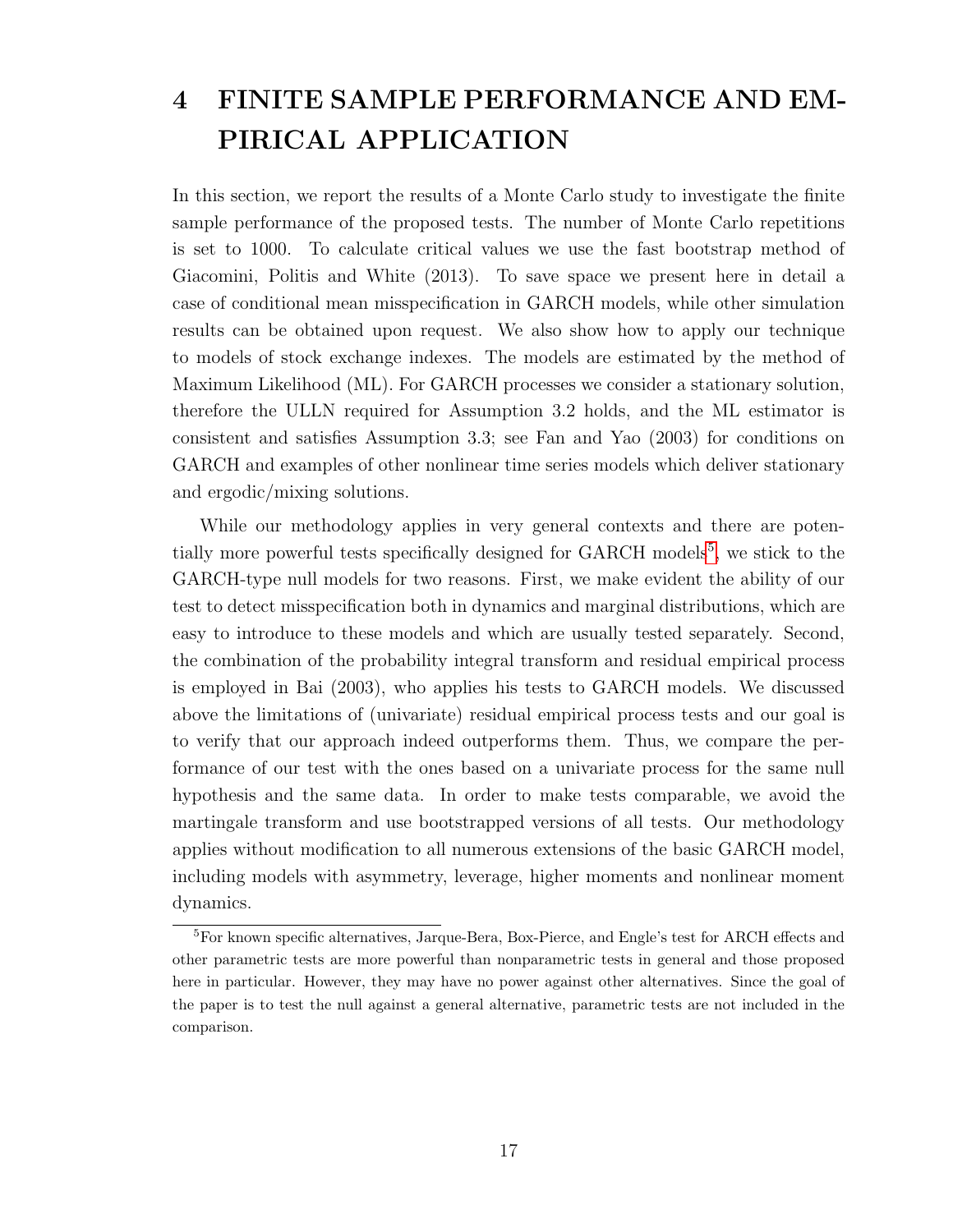# 4 FINITE SAMPLE PERFORMANCE AND EMPIRICAL APPLICATION

In this section, we report the results of a Monte Carlo study to investigate the finite sample performance of the proposed tests. The number of Monte Carlo repetitions is set to 1000. To calculate critical values we use the fast bootstrap method of Giacomini, Politis and White (2013). To save space we present here in detail a case of conditional mean misspecification in GARCH models, while other simulation results can be obtained upon request. We also show how to apply our technique to models of stock exchange indexes. The models are estimated by the method of Maximum Likelihood (ML). For GARCH processes we consider a stationary solution, therefore the ULLN required for Assumption 3.2 holds, and the ML estimator is consistent and satisfies Assumption 3.3; see Fan and Yao (2003) for conditions on GARCH and examples of other nonlinear time series models which deliver stationary and ergodic/mixing solutions.

While our methodology applies in very general contexts and there are potentially more powerful tests specifically designed for GARCH models[5], we stick to the GARCH-type null models for two reasons. First, we make evident the ability of our test to detect misspecification both in dynamics and marginal distributions, which are easy to introduce to these models and which are usually tested separately. Second, the combination of the probability integral transform and residual empirical process is employed in Bai (2003), who applies his tests to GARCH models. We discussed above the limitations of (univariate) residual empirical process tests and our goal is to verify that our approach indeed outperforms them. Thus, we compare the performance of our test with the ones based on a univariate process for the same null hypothesis and the same data. In order to make tests comparable, we avoid the martingale transform and use bootstrapped versions of all tests. Our methodology applies without modification to all numerous extensions of the basic GARCH model, including models with asymmetry, leverage, higher moments and nonlinear moment dynamics.

[5] For known specific alternatives, Jarque-Bera, Box-Pierce, and Engle's test for ARCH effects and other parametric tests are more powerful than nonparametric tests in general and those proposed here in particular. However, they may have no power against other alternatives. Since the goal of the paper is to test the null against a general alternative, parametric tests are not included in the comparison.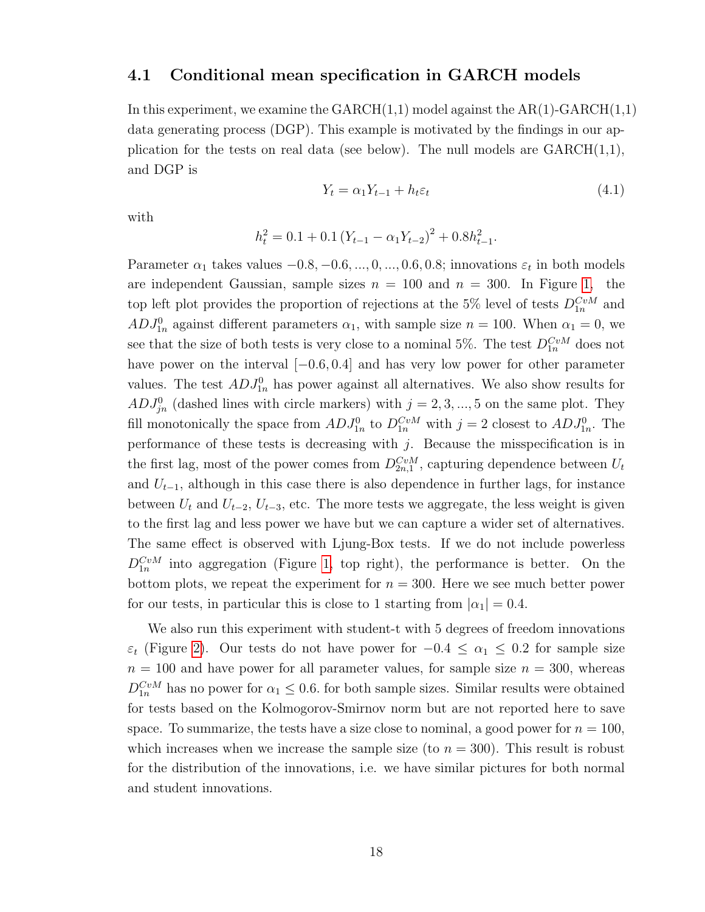### 4.1 Conditional mean specification in GARCH models

In this experiment, we examine the GARCH(1,1) model against the AR(1)-GARCH(1,1) data generating process (DGP). This example is motivated by the findings in our application for the tests on real data (see below). The null models are GARCH(1,1), and DGP is

$$Y_t = \alpha_1 Y_{t-1} + h_t \varepsilon_t \tag{4.1}$$

with

$$h_t^2 = 0.1 + 0.1\left(Y_{t-1} - \alpha_1 Y_{t-2}\right)^2 + 0.8 h_{t-1}^2.$$

Parameter $\alpha_1$ takes values $-0.8, -0.6, ..., 0, ..., 0.6, 0.8$; innovations $\varepsilon_t$ in both models are independent Gaussian, sample sizes $n = 100$ and $n = 300$. In Figure 1, the top left plot provides the proportion of rejections at the 5% level of tests $D_{1n}^{CvM}$ and $ADJ_{1n}^{0}$ against different parameters $\alpha_1$, with sample size $n = 100$. When $\alpha_1 = 0$, we see that the size of both tests is very close to a nominal 5%. The test $D_{1n}^{CvM}$ does not have power on the interval $[-0.6, 0.4]$ and has very low power for other parameter values. The test $ADJ_{1n}^{0}$ has power against all alternatives. We also show results for $ADJ_{jn}^{0}$ (dashed lines with circle markers) with $j = 2, 3, ..., 5$ on the same plot. They fill monotonically the space from $ADJ_{1n}^{0}$ to $D_{1n}^{CvM}$ with $j = 2$ closest to $ADJ_{1n}^{0}$. The performance of these tests is decreasing with $j$. Because the misspecification is in the first lag, most of the power comes from $D_{2n,1}^{CvM}$, capturing dependence between $U_t$ and $U_{t-1}$, although in this case there is also dependence in further lags, for instance between $U_t$ and $U_{t-2}$, $U_{t-3}$, etc. The more tests we aggregate, the less weight is given to the first lag and less power we have but we can capture a wider set of alternatives. The same effect is observed with Ljung-Box tests. If we do not include powerless $D_{1n}^{CvM}$ into aggregation (Figure 1, top right), the performance is better. On the bottom plots, we repeat the experiment for $n = 300$. Here we see much better power for our tests, in particular this is close to 1 starting from $|\alpha_1| = 0.4$.

We also run this experiment with student-t with 5 degrees of freedom innovations $\varepsilon_t$ (Figure 2). Our tests do not have power for $-0.4 \leq \alpha_1 \leq 0.2$ for sample size $n = 100$ and have power for all parameter values, for sample size $n = 300$, whereas $D_{1n}^{CvM}$ has no power for $\alpha_1 \leq 0.6$. for both sample sizes. Similar results were obtained for tests based on the Kolmogorov-Smirnov norm but are not reported here to save space. To summarize, the tests have a size close to nominal, a good power for $n = 100$, which increases when we increase the sample size (to $n = 300$). This result is robust for the distribution of the innovations, i.e. we have similar pictures for both normal and student innovations.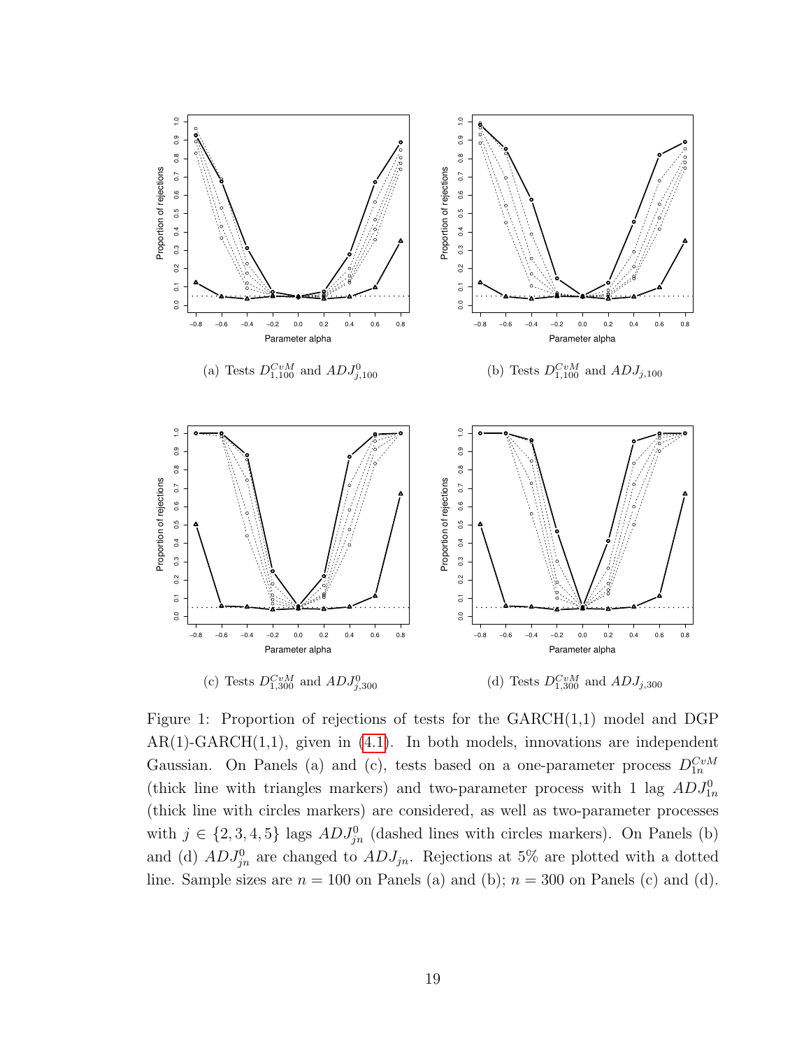(a) Tests $D^{CvM}_{1,100}$ and $ADJ^0_{j,100}$

(b) Tests $D^{CvM}_{1,100}$ and $ADJ_{j,100}$

(c) Tests $D^{CvM}_{1,300}$ and $ADJ^0_{j,300}$

(d) Tests $D^{CvM}_{1,300}$ and $ADJ_{j,300}$

Figure 1: Proportion of rejections of tests for the GARCH(1,1) model and DGP AR(1)-GARCH(1,1), given in (4.1). In both models, innovations are independent Gaussian. On Panels (a) and (c), tests based on a one-parameter process $D^{CvM}_{1n}$ (thick line with triangles markers) and two-parameter process with 1 lag $ADJ^0_{1n}$ (thick line with circles markers) are considered, as well as two-parameter processes with $j \in \{2, 3, 4, 5\}$ lags $ADJ^0_{jn}$ (dashed lines with circles markers). On Panels (b) and (d) $ADJ^0_{jn}$ are changed to $ADJ_{jn}$. Rejections at 5% are plotted with a dotted line. Sample sizes are $n = 100$ on Panels (a) and (b); $n = 300$ on Panels (c) and (d).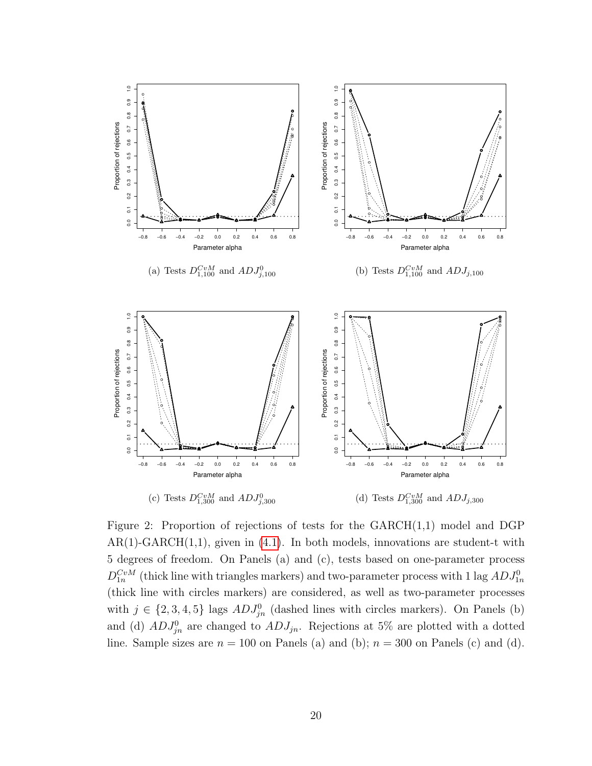(a) Tests $D^{CvM}_{1,100}$ and $ADJ^0_{j,100}$

(b) Tests $D^{CvM}_{1,100}$ and $ADJ_{j,100}$

(c) Tests $D^{CvM}_{1,300}$ and $ADJ^0_{j,300}$

(d) Tests $D^{CvM}_{1,300}$ and $ADJ_{j,300}$

Figure 2: Proportion of rejections of tests for the GARCH(1,1) model and DGP AR(1)-GARCH(1,1), given in (4.1). In both models, innovations are student-t with 5 degrees of freedom. On Panels (a) and (c), tests based on one-parameter process $D^{CvM}_{1n}$ (thick line with triangles markers) and two-parameter process with 1 lag $ADJ^0_{1n}$ (thick line with circles markers) are considered, as well as two-parameter processes with $j \in \{2, 3, 4, 5\}$ lags $ADJ^0_{jn}$ (dashed lines with circles markers). On Panels (b) and (d) $ADJ^0_{jn}$ are changed to $ADJ_{jn}$. Rejections at 5% are plotted with a dotted line. Sample sizes are $n = 100$ on Panels (a) and (b); $n = 300$ on Panels (c) and (d).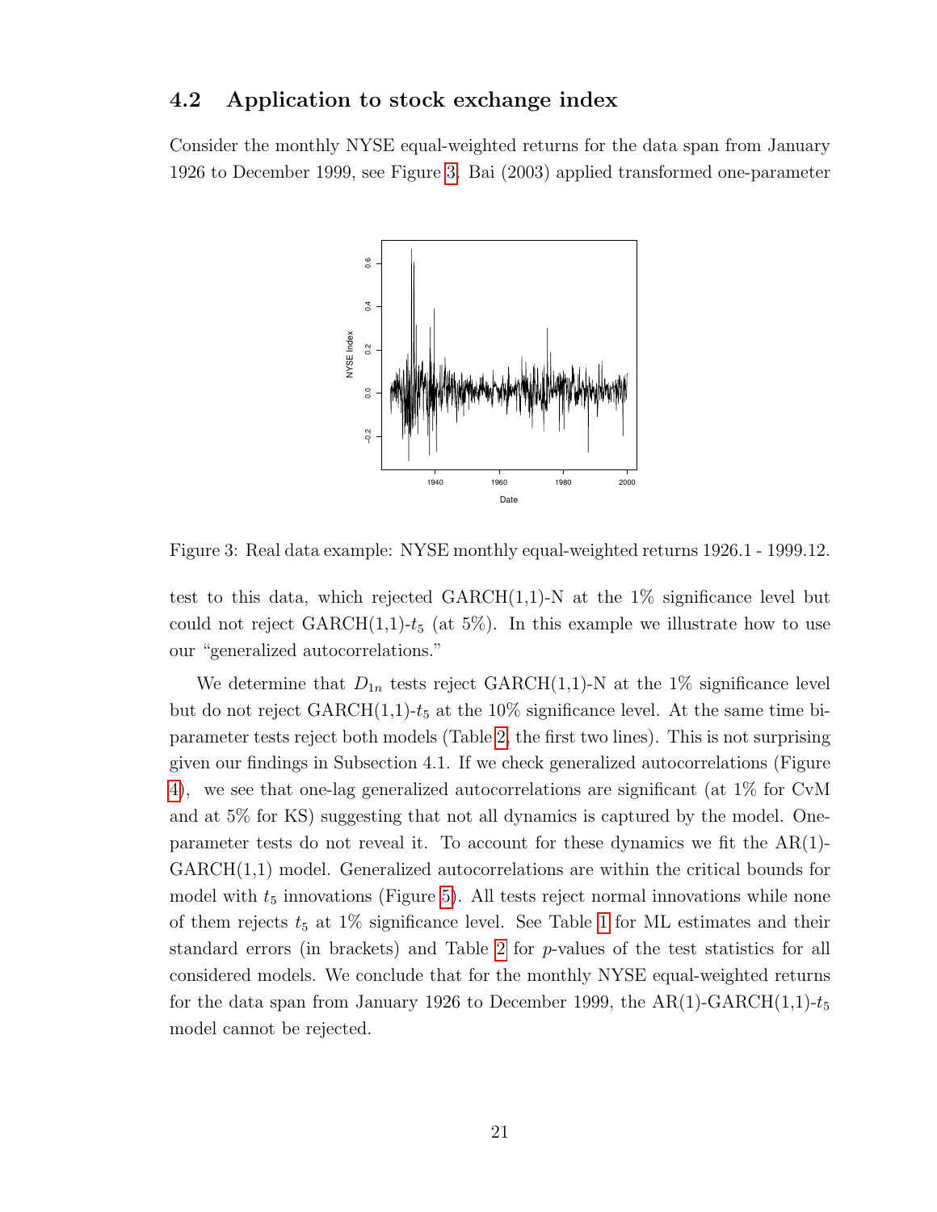### 4.2 Application to stock exchange index

Consider the monthly NYSE equal-weighted returns for the data span from January 1926 to December 1999, see Figure 3. Bai (2003) applied transformed one-parameter

Figure 3: Real data example: NYSE monthly equal-weighted returns 1926.1 - 1999.12.

test to this data, which rejected GARCH(1,1)-N at the 1% significance level but could not reject GARCH(1,1)-$t_5$ (at 5%). In this example we illustrate how to use our "generalized autocorrelations."

We determine that $D_{1n}$ tests reject GARCH(1,1)-N at the 1% significance level but do not reject GARCH(1,1)-$t_5$ at the 10% significance level. At the same time bi-parameter tests reject both models (Table 2, the first two lines). This is not surprising given our findings in Subsection 4.1. If we check generalized autocorrelations (Figure 4), we see that one-lag generalized autocorrelations are significant (at 1% for CvM and at 5% for KS) suggesting that not all dynamics is captured by the model. One-parameter tests do not reveal it. To account for these dynamics we fit the AR(1)-GARCH(1,1) model. Generalized autocorrelations are within the critical bounds for model with $t_5$ innovations (Figure 5). All tests reject normal innovations while none of them rejects $t_5$ at 1% significance level. See Table 1 for ML estimates and their standard errors (in brackets) and Table 2 for $p$-values of the test statistics for all considered models. We conclude that for the monthly NYSE equal-weighted returns for the data span from January 1926 to December 1999, the AR(1)-GARCH(1,1)-$t_5$ model cannot be rejected.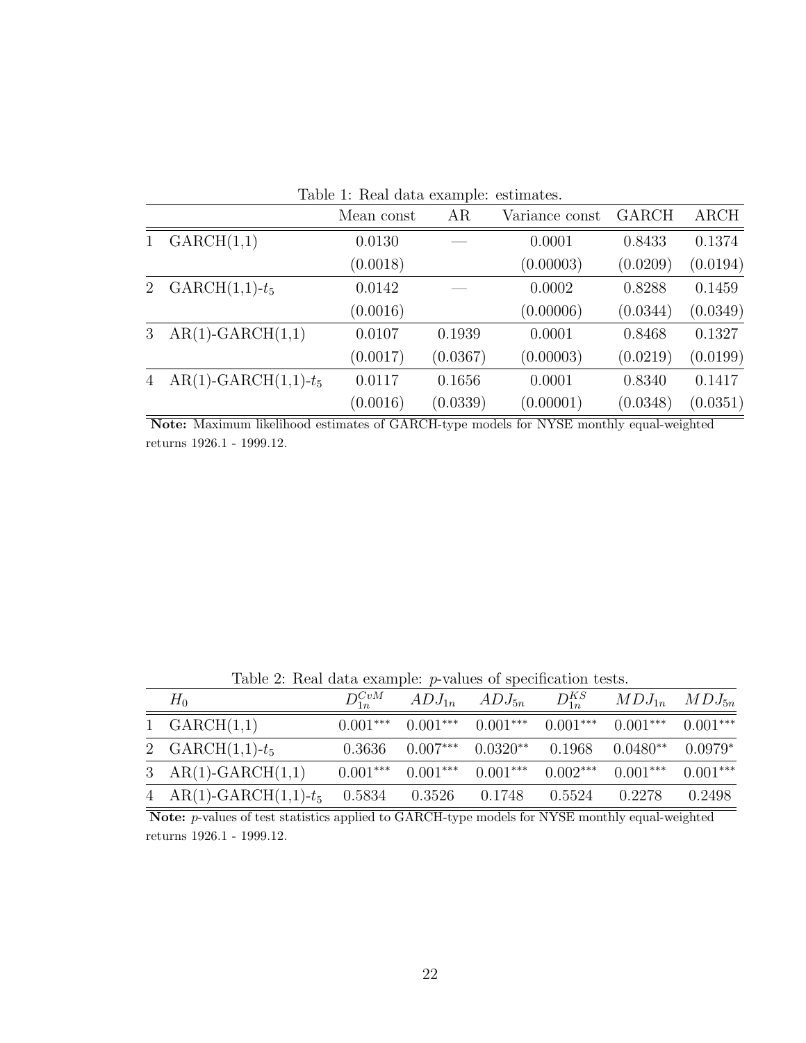Table 1: Real data example: estimates.

| | | Mean const | AR | Variance const | GARCH | ARCH |
|---|---|---|---|---|---|---|
| 1 | GARCH(1,1) | 0.0130 | — | 0.0001 | 0.8433 | 0.1374 |
| | | (0.0018) | | (0.00003) | (0.0209) | (0.0194) |
| 2 | GARCH(1,1)-$t_5$ | 0.0142 | — | 0.0002 | 0.8288 | 0.1459 |
| | | (0.0016) | | (0.00006) | (0.0344) | (0.0349) |
| 3 | AR(1)-GARCH(1,1) | 0.0107 | 0.1939 | 0.0001 | 0.8468 | 0.1327 |
| | | (0.0017) | (0.0367) | (0.00003) | (0.0219) | (0.0199) |
| 4 | AR(1)-GARCH(1,1)-$t_5$ | 0.0117 | 0.1656 | 0.0001 | 0.8340 | 0.1417 |
| | | (0.0016) | (0.0339) | (0.00001) | (0.0348) | (0.0351) |

**Note:** Maximum likelihood estimates of GARCH-type models for NYSE monthly equal-weighted returns 1926.1 - 1999.12.

Table 2: Real data example: $p$-values of specification tests.

| | $H_0$ | $D_{1n}^{CvM}$ | $ADJ_{1n}$ | $ADJ_{5n}$ | $D_{1n}^{KS}$ | $MDJ_{1n}$ | $MDJ_{5n}$ |
|---|---|---|---|---|---|---|---|
| 1 | GARCH(1,1) | $0.001^{***}$ | $0.001^{***}$ | $0.001^{***}$ | $0.001^{***}$ | $0.001^{***}$ | $0.001^{***}$ |
| 2 | GARCH(1,1)-$t_5$ | 0.3636 | $0.007^{***}$ | $0.0320^{**}$ | 0.1968 | $0.0480^{**}$ | $0.0979^{*}$ |
| 3 | AR(1)-GARCH(1,1) | $0.001^{***}$ | $0.001^{***}$ | $0.001^{***}$ | $0.002^{***}$ | $0.001^{***}$ | $0.001^{***}$ |
| 4 | AR(1)-GARCH(1,1)-$t_5$ | 0.5834 | 0.3526 | 0.1748 | 0.5524 | 0.2278 | 0.2498 |

**Note:** $p$-values of test statistics applied to GARCH-type models for NYSE monthly equal-weighted returns 1926.1 - 1999.12.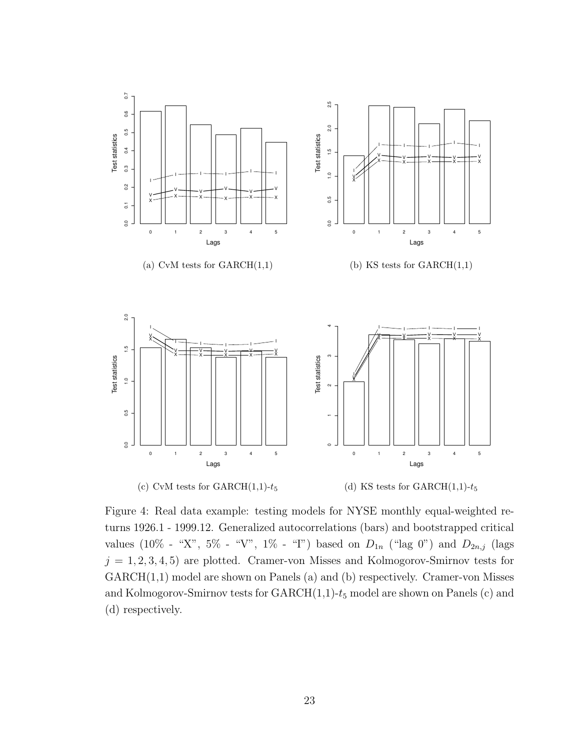(a) CvM tests for GARCH(1,1)

(b) KS tests for GARCH(1,1)

(c) CvM tests for GARCH(1,1)-$t_5$

(d) KS tests for GARCH(1,1)-$t_5$

Figure 4: Real data example: testing models for NYSE monthly equal-weighted returns 1926.1 - 1999.12. Generalized autocorrelations (bars) and bootstrapped critical values (10% - "X", 5% - "V", 1% - "I") based on $D_{1n}$ ("lag 0") and $D_{2n,j}$ (lags $j = 1, 2, 3, 4, 5$) are plotted. Cramer-von Misses and Kolmogorov-Smirnov tests for GARCH(1,1) model are shown on Panels (a) and (b) respectively. Cramer-von Misses and Kolmogorov-Smirnov tests for GARCH(1,1)-$t_5$ model are shown on Panels (c) and (d) respectively.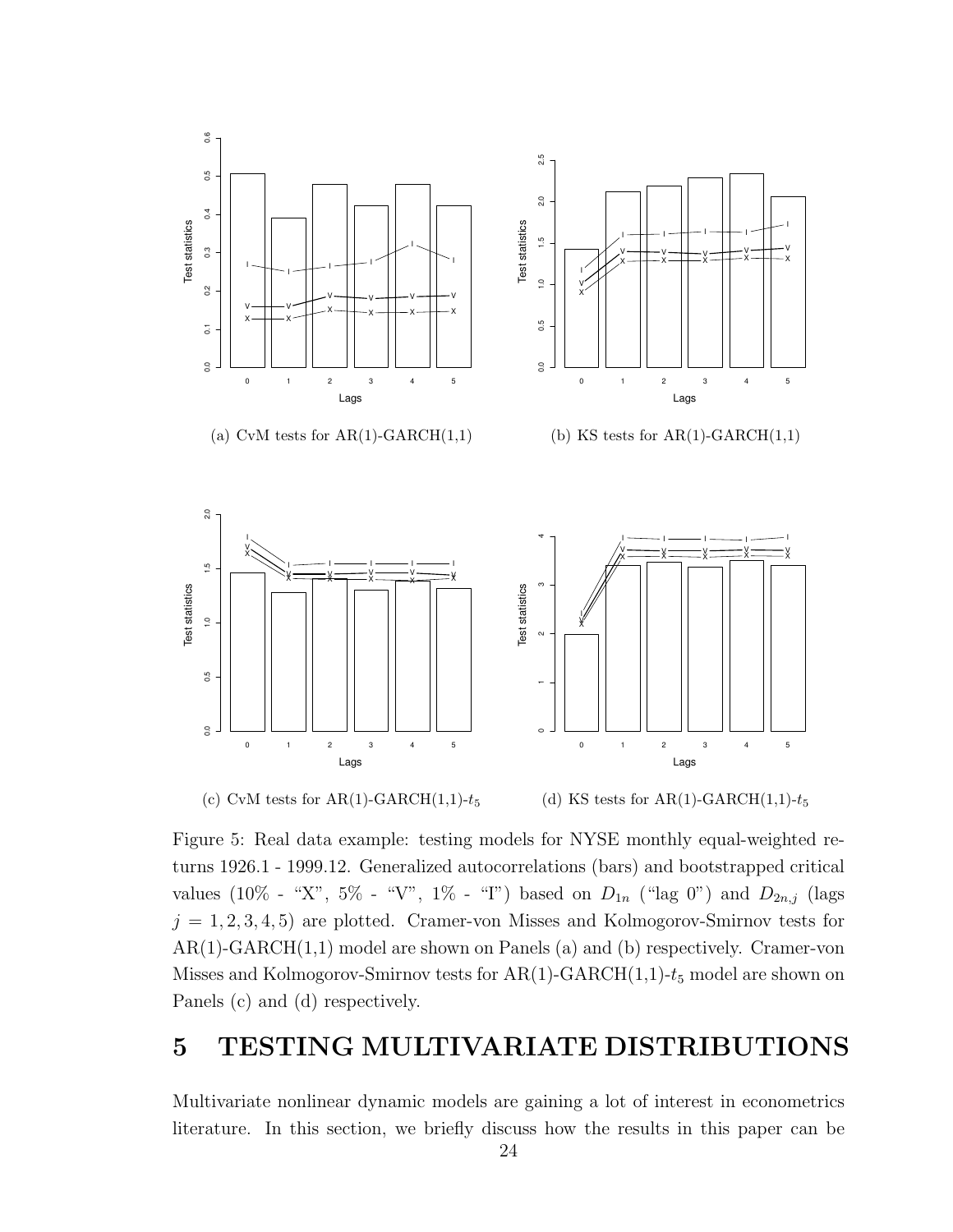(a) CvM tests for AR(1)-GARCH(1,1)

(b) KS tests for AR(1)-GARCH(1,1)

(c) CvM tests for AR(1)-GARCH(1,1)-$t_5$

(d) KS tests for AR(1)-GARCH(1,1)-$t_5$

Figure 5: Real data example: testing models for NYSE monthly equal-weighted returns 1926.1 - 1999.12. Generalized autocorrelations (bars) and bootstrapped critical values (10% - "X", 5% - "V", 1% - "I") based on $D_{1n}$ ("lag 0") and $D_{2n,j}$ (lags $j = 1, 2, 3, 4, 5$) are plotted. Cramer-von Misses and Kolmogorov-Smirnov tests for AR(1)-GARCH(1,1) model are shown on Panels (a) and (b) respectively. Cramer-von Misses and Kolmogorov-Smirnov tests for AR(1)-GARCH(1,1)-$t_5$ model are shown on Panels (c) and (d) respectively.

# 5 TESTING MULTIVARIATE DISTRIBUTIONS

Multivariate nonlinear dynamic models are gaining a lot of interest in econometrics literature. In this section, we briefly discuss how the results in this paper can be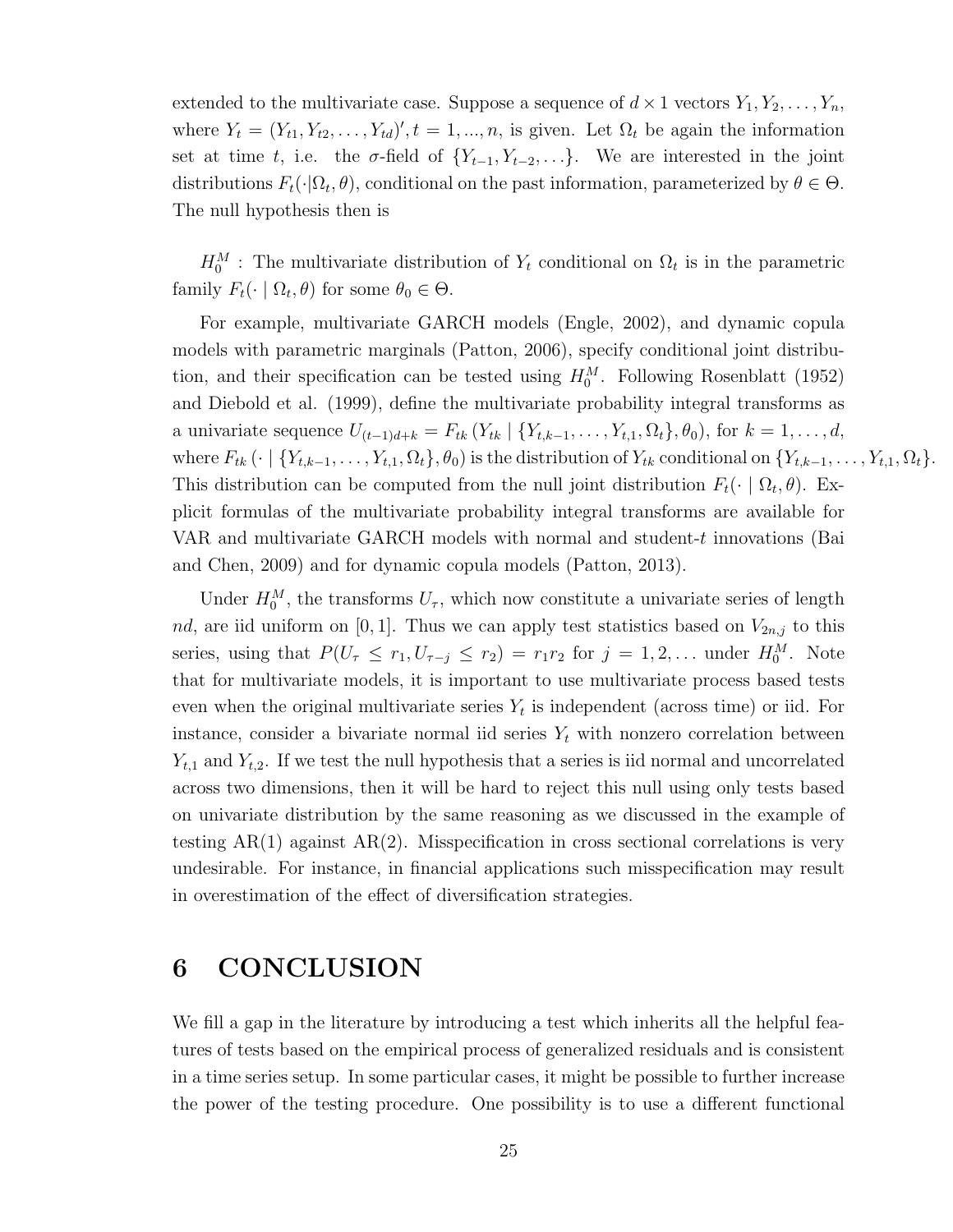extended to the multivariate case. Suppose a sequence of $d \times 1$ vectors $Y_1, Y_2, \ldots, Y_n$, where $Y_t = (Y_{t1}, Y_{t2}, \ldots, Y_{td})', t = 1, ..., n$, is given. Let $\Omega_t$ be again the information set at time $t$, i.e. the $\sigma$-field of $\{Y_{t-1}, Y_{t-2}, \ldots\}$. We are interested in the joint distributions $F_t(\cdot|\Omega_t, \theta)$, conditional on the past information, parameterized by $\theta \in \Theta$. The null hypothesis then is

$H_0^M$ : The multivariate distribution of $Y_t$ conditional on $\Omega_t$ is in the parametric family $F_t(\cdot \mid \Omega_t, \theta)$ for some $\theta_0 \in \Theta$.

For example, multivariate GARCH models (Engle, 2002), and dynamic copula models with parametric marginals (Patton, 2006), specify conditional joint distribution, and their specification can be tested using $H_0^M$. Following Rosenblatt (1952) and Diebold et al. (1999), define the multivariate probability integral transforms as a univariate sequence $U_{(t-1)d+k} = F_{tk}\left(Y_{tk} \mid \{Y_{t,k-1}, \ldots, Y_{t,1}, \Omega_t\}, \theta_0\right)$, for $k = 1, \ldots, d$, where $F_{tk}\left(\cdot \mid \{Y_{t,k-1}, \ldots, Y_{t,1}, \Omega_t\}, \theta_0\right)$ is the distribution of $Y_{tk}$ conditional on $\{Y_{t,k-1}, \ldots, Y_{t,1}, \Omega_t\}$. This distribution can be computed from the null joint distribution $F_t(\cdot \mid \Omega_t, \theta)$. Explicit formulas of the multivariate probability integral transforms are available for VAR and multivariate GARCH models with normal and student-$t$ innovations (Bai and Chen, 2009) and for dynamic copula models (Patton, 2013).

Under $H_0^M$, the transforms $U_\tau$, which now constitute a univariate series of length $nd$, are iid uniform on $[0, 1]$. Thus we can apply test statistics based on $V_{2n,j}$ to this series, using that $P(U_\tau \leq r_1, U_{\tau-j} \leq r_2) = r_1 r_2$ for $j = 1, 2, \ldots$ under $H_0^M$. Note that for multivariate models, it is important to use multivariate process based tests even when the original multivariate series $Y_t$ is independent (across time) or iid. For instance, consider a bivariate normal iid series $Y_t$ with nonzero correlation between $Y_{t,1}$ and $Y_{t,2}$. If we test the null hypothesis that a series is iid normal and uncorrelated across two dimensions, then it will be hard to reject this null using only tests based on univariate distribution by the same reasoning as we discussed in the example of testing AR(1) against AR(2). Misspecification in cross sectional correlations is very undesirable. For instance, in financial applications such misspecification may result in overestimation of the effect of diversification strategies.

# 6 CONCLUSION

We fill a gap in the literature by introducing a test which inherits all the helpful features of tests based on the empirical process of generalized residuals and is consistent in a time series setup. In some particular cases, it might be possible to further increase the power of the testing procedure. One possibility is to use a different functional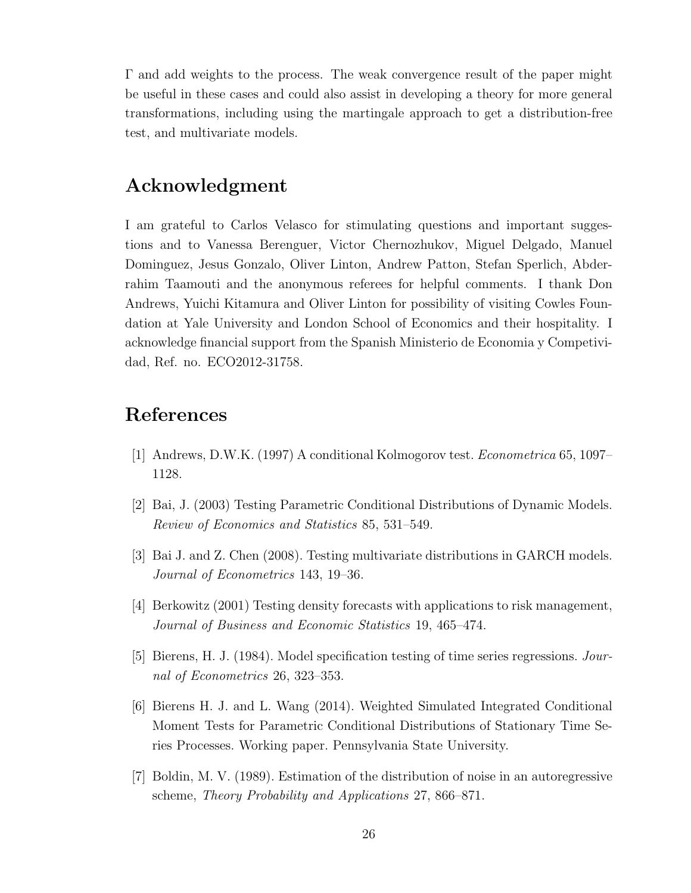$\Gamma$ and add weights to the process. The weak convergence result of the paper might be useful in these cases and could also assist in developing a theory for more general transformations, including using the martingale approach to get a distribution-free test, and multivariate models.

## Acknowledgment

I am grateful to Carlos Velasco for stimulating questions and important suggestions and to Vanessa Berenguer, Victor Chernozhukov, Miguel Delgado, Manuel Dominguez, Jesus Gonzalo, Oliver Linton, Andrew Patton, Stefan Sperlich, Abderrahim Taamouti and the anonymous referees for helpful comments. I thank Don Andrews, Yuichi Kitamura and Oliver Linton for possibility of visiting Cowles Foundation at Yale University and London School of Economics and their hospitality. I acknowledge financial support from the Spanish Ministerio de Economia y Competividad, Ref. no. ECO2012-31758.

## References

[1] Andrews, D.W.K. (1997) A conditional Kolmogorov test. *Econometrica* 65, 1097–1128.

[2] Bai, J. (2003) Testing Parametric Conditional Distributions of Dynamic Models. *Review of Economics and Statistics* 85, 531–549.

[3] Bai J. and Z. Chen (2008). Testing multivariate distributions in GARCH models. *Journal of Econometrics* 143, 19–36.

[4] Berkowitz (2001) Testing density forecasts with applications to risk management, *Journal of Business and Economic Statistics* 19, 465–474.

[5] Bierens, H. J. (1984). Model specification testing of time series regressions. *Journal of Econometrics* 26, 323–353.

[6] Bierens H. J. and L. Wang (2014). Weighted Simulated Integrated Conditional Moment Tests for Parametric Conditional Distributions of Stationary Time Series Processes. Working paper. Pennsylvania State University.

[7] Boldin, M. V. (1989). Estimation of the distribution of noise in an autoregressive scheme, *Theory Probability and Applications* 27, 866–871.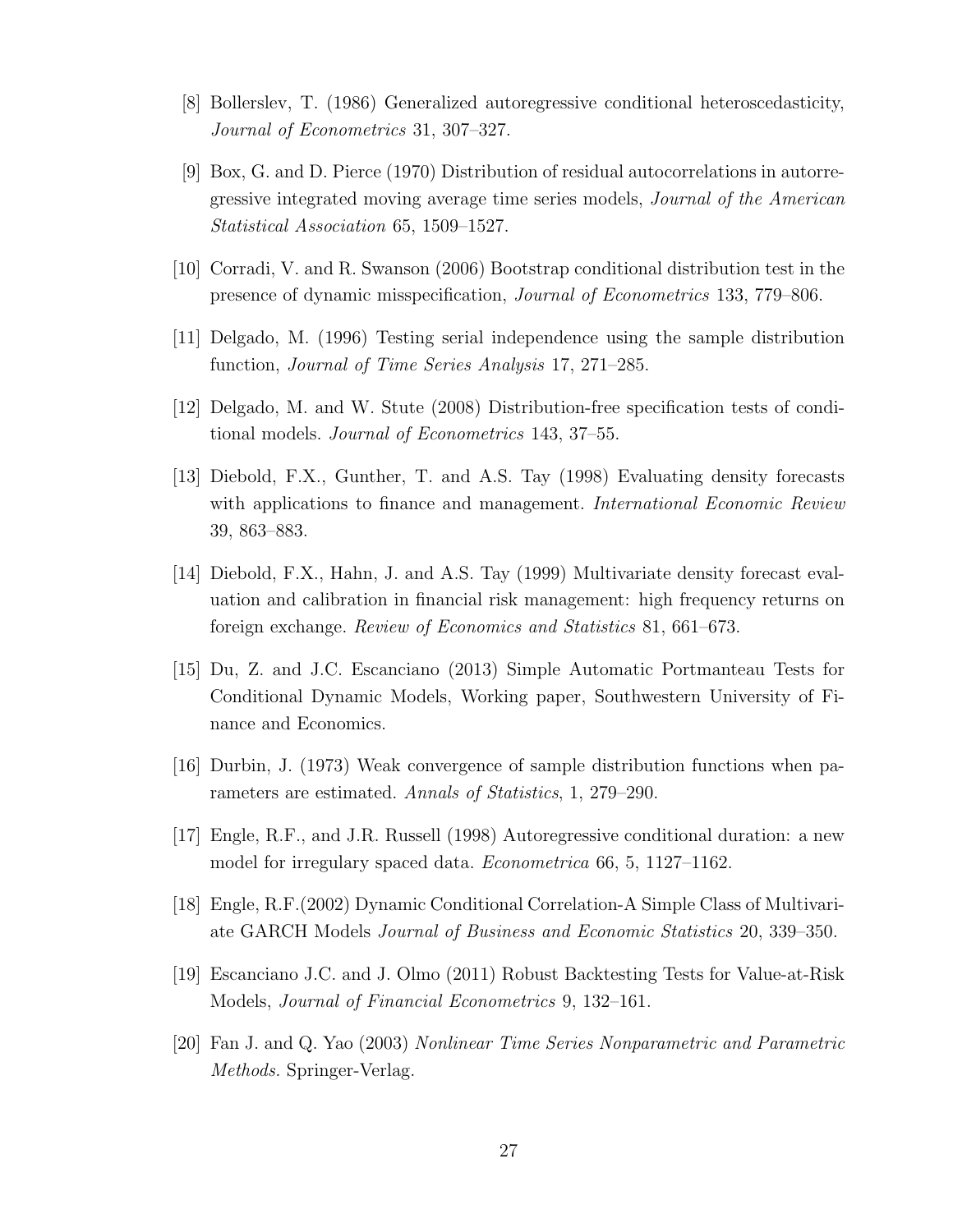[8] Bollerslev, T. (1986) Generalized autoregressive conditional heteroscedasticity, *Journal of Econometrics* 31, 307–327.

[9] Box, G. and D. Pierce (1970) Distribution of residual autocorrelations in autorregressive integrated moving average time series models, *Journal of the American Statistical Association* 65, 1509–1527.

[10] Corradi, V. and R. Swanson (2006) Bootstrap conditional distribution test in the presence of dynamic misspecification, *Journal of Econometrics* 133, 779–806.

[11] Delgado, M. (1996) Testing serial independence using the sample distribution function, *Journal of Time Series Analysis* 17, 271–285.

[12] Delgado, M. and W. Stute (2008) Distribution-free specification tests of conditional models. *Journal of Econometrics* 143, 37–55.

[13] Diebold, F.X., Gunther, T. and A.S. Tay (1998) Evaluating density forecasts with applications to finance and management. *International Economic Review* 39, 863–883.

[14] Diebold, F.X., Hahn, J. and A.S. Tay (1999) Multivariate density forecast evaluation and calibration in financial risk management: high frequency returns on foreign exchange. *Review of Economics and Statistics* 81, 661–673.

[15] Du, Z. and J.C. Escanciano (2013) Simple Automatic Portmanteau Tests for Conditional Dynamic Models, Working paper, Southwestern University of Finance and Economics.

[16] Durbin, J. (1973) Weak convergence of sample distribution functions when parameters are estimated. *Annals of Statistics*, 1, 279–290.

[17] Engle, R.F., and J.R. Russell (1998) Autoregressive conditional duration: a new model for irregulary spaced data. *Econometrica* 66, 5, 1127–1162.

[18] Engle, R.F.(2002) Dynamic Conditional Correlation-A Simple Class of Multivariate GARCH Models *Journal of Business and Economic Statistics* 20, 339–350.

[19] Escanciano J.C. and J. Olmo (2011) Robust Backtesting Tests for Value-at-Risk Models, *Journal of Financial Econometrics* 9, 132–161.

[20] Fan J. and Q. Yao (2003) *Nonlinear Time Series Nonparametric and Parametric Methods.* Springer-Verlag.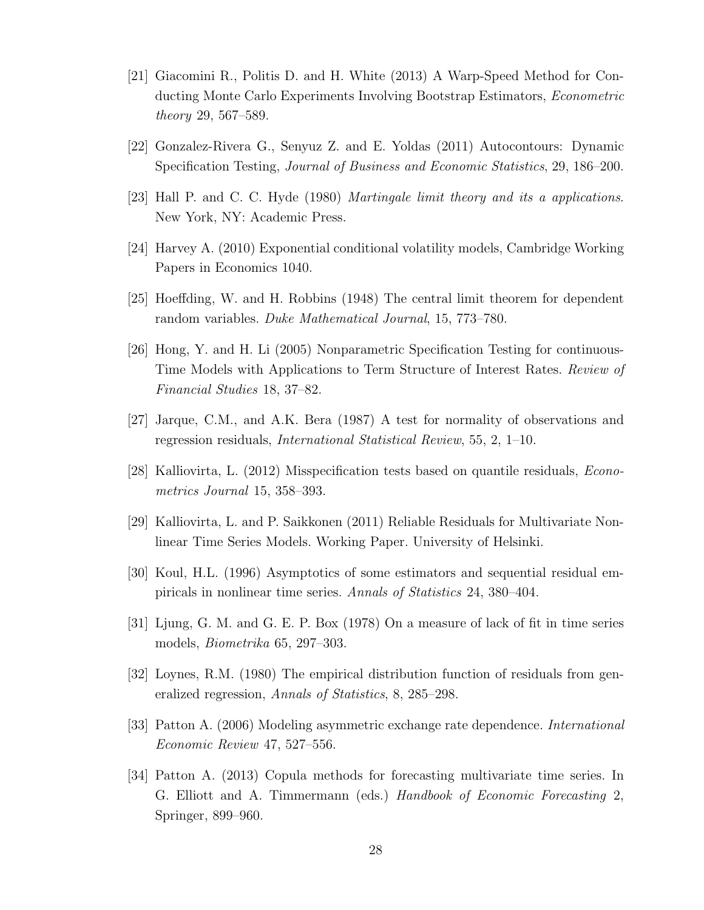[21] Giacomini R., Politis D. and H. White (2013) A Warp-Speed Method for Conducting Monte Carlo Experiments Involving Bootstrap Estimators, *Econometric theory* 29, 567–589.

[22] Gonzalez-Rivera G., Senyuz Z. and E. Yoldas (2011) Autocontours: Dynamic Specification Testing, *Journal of Business and Economic Statistics*, 29, 186–200.

[23] Hall P. and C. C. Hyde (1980) *Martingale limit theory and its a applications*. New York, NY: Academic Press.

[24] Harvey A. (2010) Exponential conditional volatility models, Cambridge Working Papers in Economics 1040.

[25] Hoeffding, W. and H. Robbins (1948) The central limit theorem for dependent random variables. *Duke Mathematical Journal*, 15, 773–780.

[26] Hong, Y. and H. Li (2005) Nonparametric Specification Testing for continuous-Time Models with Applications to Term Structure of Interest Rates. *Review of Financial Studies* 18, 37–82.

[27] Jarque, C.M., and A.K. Bera (1987) A test for normality of observations and regression residuals, *International Statistical Review*, 55, 2, 1–10.

[28] Kalliovirta, L. (2012) Misspecification tests based on quantile residuals, *Econometrics Journal* 15, 358–393.

[29] Kalliovirta, L. and P. Saikkonen (2011) Reliable Residuals for Multivariate Nonlinear Time Series Models. Working Paper. University of Helsinki.

[30] Koul, H.L. (1996) Asymptotics of some estimators and sequential residual empiricals in nonlinear time series. *Annals of Statistics* 24, 380–404.

[31] Ljung, G. M. and G. E. P. Box (1978) On a measure of lack of fit in time series models, *Biometrika* 65, 297–303.

[32] Loynes, R.M. (1980) The empirical distribution function of residuals from generalized regression, *Annals of Statistics*, 8, 285–298.

[33] Patton A. (2006) Modeling asymmetric exchange rate dependence. *International Economic Review* 47, 527–556.

[34] Patton A. (2013) Copula methods for forecasting multivariate time series. In G. Elliott and A. Timmermann (eds.) *Handbook of Economic Forecasting* 2, Springer, 899–960.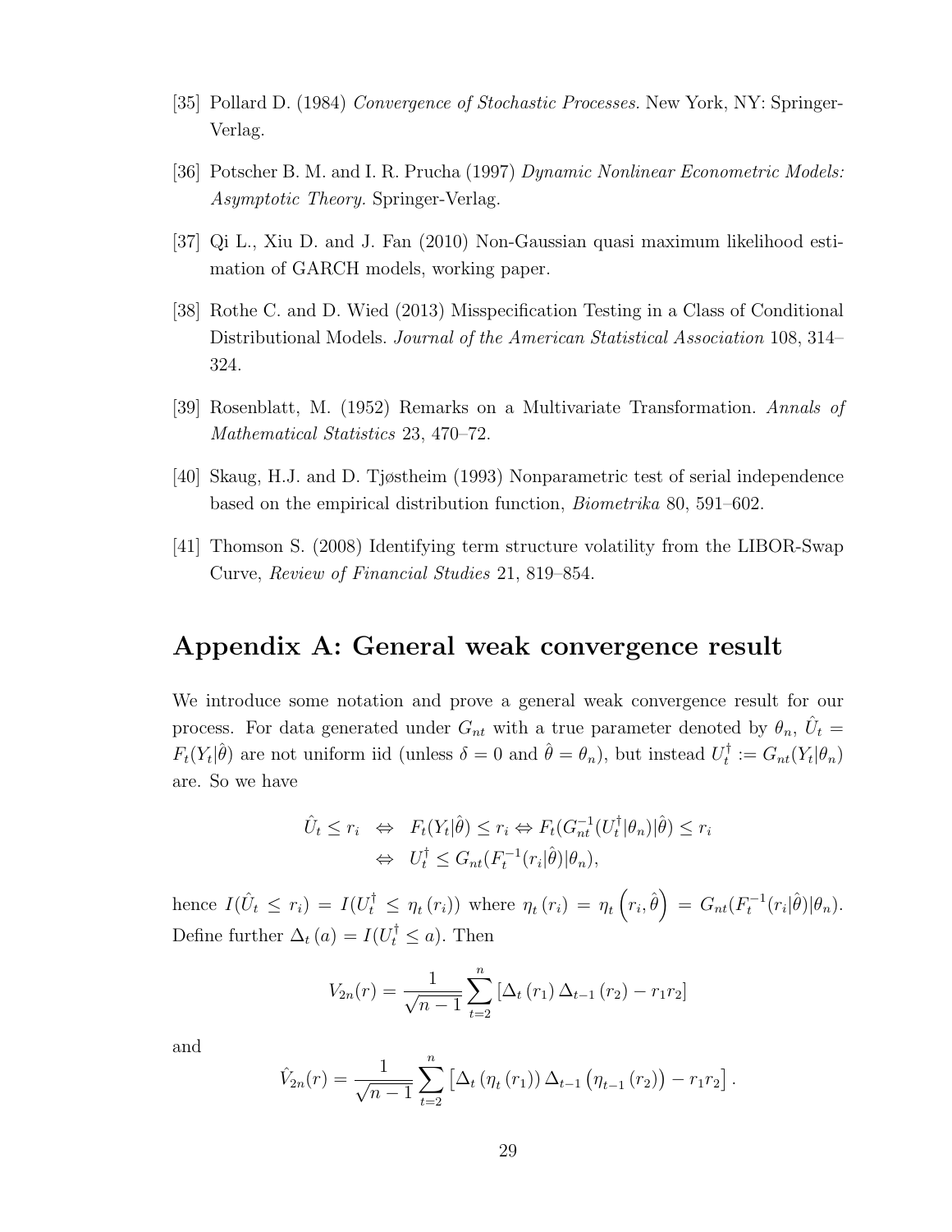[35] Pollard D. (1984) *Convergence of Stochastic Processes.* New York, NY: Springer-Verlag.

[36] Potscher B. M. and I. R. Prucha (1997) *Dynamic Nonlinear Econometric Models: Asymptotic Theory.* Springer-Verlag.

[37] Qi L., Xiu D. and J. Fan (2010) Non-Gaussian quasi maximum likelihood estimation of GARCH models, working paper.

[38] Rothe C. and D. Wied (2013) Misspecification Testing in a Class of Conditional Distributional Models. *Journal of the American Statistical Association* 108, 314–324.

[39] Rosenblatt, M. (1952) Remarks on a Multivariate Transformation. *Annals of Mathematical Statistics* 23, 470–72.

[40] Skaug, H.J. and D. Tjøstheim (1993) Nonparametric test of serial independence based on the empirical distribution function, *Biometrika* 80, 591–602.

[41] Thomson S. (2008) Identifying term structure volatility from the LIBOR-Swap Curve, *Review of Financial Studies* 21, 819–854.

# Appendix A: General weak convergence result

We introduce some notation and prove a general weak convergence result for our process. For data generated under $G_{nt}$ with a true parameter denoted by $\theta_n$, $\hat{U}_t = F_t(Y_t|\hat{\theta})$ are not uniform iid (unless $\delta = 0$ and $\hat{\theta} = \theta_n$), but instead $U_t^\dagger := G_{nt}(Y_t|\theta_n)$ are. So we have

$$
\begin{aligned}
\hat{U}_t \leq r_i \quad &\Leftrightarrow \quad F_t(Y_t|\hat{\theta}) \leq r_i \Leftrightarrow F_t(G_{nt}^{-1}(U_t^\dagger|\theta_n)|\hat{\theta}) \leq r_i \\
&\Leftrightarrow \quad U_t^\dagger \leq G_{nt}(F_t^{-1}(r_i|\hat{\theta})|\theta_n),
\end{aligned}
$$

hence $I(\hat{U}_t \leq r_i) = I(U_t^\dagger \leq \eta_t(r_i))$ where $\eta_t(r_i) = \eta_t\left(r_i, \hat{\theta}\right) = G_{nt}(F_t^{-1}(r_i|\hat{\theta})|\theta_n)$. Define further $\Delta_t(a) = I(U_t^\dagger \leq a)$. Then

$$
V_{2n}(r) = \frac{1}{\sqrt{n-1}} \sum_{t=2}^{n} \left[\Delta_t(r_1)\,\Delta_{t-1}(r_2) - r_1 r_2\right]
$$

and

$$
\hat{V}_{2n}(r) = \frac{1}{\sqrt{n-1}} \sum_{t=2}^{n} \left[\Delta_t\left(\eta_t(r_1)\right)\Delta_{t-1}\left(\eta_{t-1}(r_2)\right) - r_1 r_2\right].
$$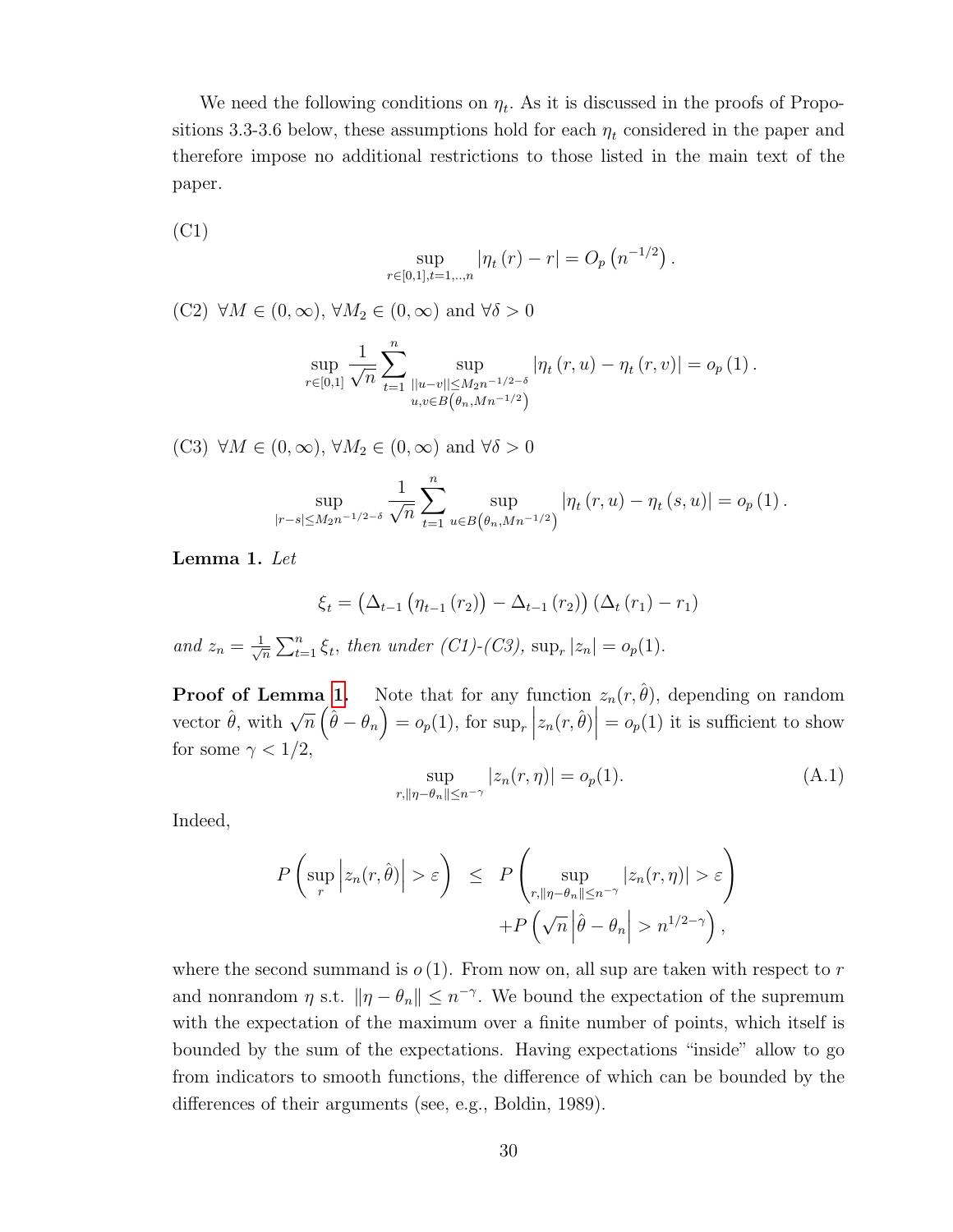We need the following conditions on $\eta_t$. As it is discussed in the proofs of Propositions 3.3-3.6 below, these assumptions hold for each $\eta_t$ considered in the paper and therefore impose no additional restrictions to those listed in the main text of the paper.

(C1)

$$\sup_{r\in[0,1],t=1,..,n} |\eta_t(r) - r| = O_p\left(n^{-1/2}\right).$$

(C2) $\forall M \in (0,\infty)$, $\forall M_2 \in (0,\infty)$ and $\forall \delta > 0$

$$\sup_{r\in[0,1]} \frac{1}{\sqrt{n}} \sum_{t=1}^{n} \sup_{\substack{\|u-v\|\leq M_2 n^{-1/2-\delta} \\ u,v\in B\left(\theta_n, Mn^{-1/2}\right)}} |\eta_t(r,u) - \eta_t(r,v)| = o_p(1).$$

(C3) $\forall M \in (0,\infty)$, $\forall M_2 \in (0,\infty)$ and $\forall \delta > 0$

$$\sup_{|r-s|\leq M_2 n^{-1/2-\delta}} \frac{1}{\sqrt{n}} \sum_{t=1}^{n} \sup_{u\in B\left(\theta_n, Mn^{-1/2}\right)} |\eta_t(r,u) - \eta_t(s,u)| = o_p(1).$$

**Lemma 1.** *Let*

$$\xi_t = \left(\Delta_{t-1}\left(\eta_{t-1}(r_2)\right) - \Delta_{t-1}(r_2)\right)\left(\Delta_t(r_1) - r_1\right)$$

*and* $z_n = \frac{1}{\sqrt{n}}\sum_{t=1}^{n}\xi_t$, *then under (C1)-(C3),* $\sup_r |z_n| = o_p(1)$.

**Proof of Lemma 1.** Note that for any function $z_n(r,\hat{\theta})$, depending on random vector $\hat{\theta}$, with $\sqrt{n}\left(\hat{\theta} - \theta_n\right) = o_p(1)$, for $\sup_r \left|z_n(r,\hat{\theta})\right| = o_p(1)$ it is sufficient to show for some $\gamma < 1/2$,

$$\sup_{r,\|\eta-\theta_n\|\leq n^{-\gamma}} |z_n(r,\eta)| = o_p(1). \tag{A.1}$$

Indeed,

$$\begin{aligned} P\left(\sup_r \left|z_n(r,\hat{\theta})\right| > \varepsilon\right) &\leq P\left(\sup_{r,\|\eta-\theta_n\|\leq n^{-\gamma}} |z_n(r,\eta)| > \varepsilon\right) \\ &\quad + P\left(\sqrt{n}\left|\hat{\theta} - \theta_n\right| > n^{1/2-\gamma}\right), \end{aligned}$$

where the second summand is $o(1)$. From now on, all sup are taken with respect to $r$ and nonrandom $\eta$ s.t. $\|\eta - \theta_n\| \leq n^{-\gamma}$. We bound the expectation of the supremum with the expectation of the maximum over a finite number of points, which itself is bounded by the sum of the expectations. Having expectations "inside" allow to go from indicators to smooth functions, the difference of which can be bounded by the differences of their arguments (see, e.g., Boldin, 1989).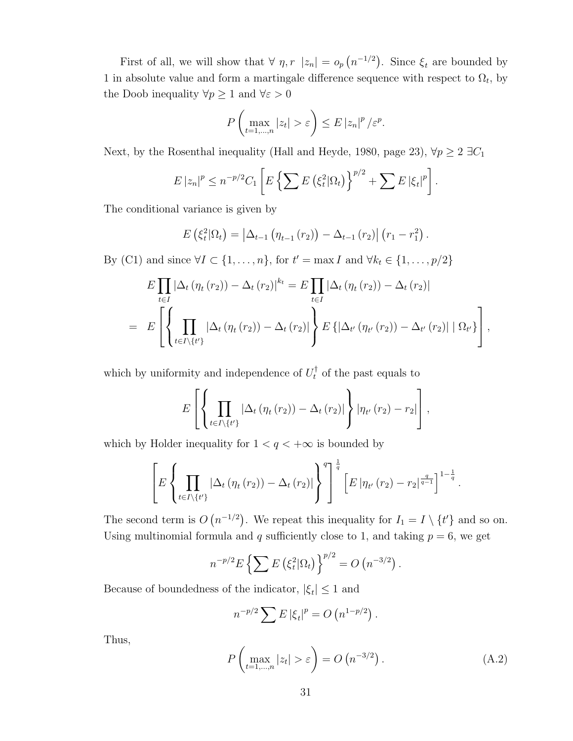First of all, we will show that $\forall\ \eta, r\ \ |z_n| = o_p\left(n^{-1/2}\right)$. Since $\xi_t$ are bounded by 1 in absolute value and form a martingale difference sequence with respect to $\Omega_t$, by the Doob inequality $\forall p \geq 1$ and $\forall \varepsilon > 0$

$$P\left(\max_{t=1,\ldots,n} |z_t| > \varepsilon\right) \leq E\left|z_n\right|^p / \varepsilon^p.$$

Next, by the Rosenthal inequality (Hall and Heyde, 1980, page 23), $\forall p \geq 2\ \exists C_1$

$$E\left|z_n\right|^p \leq n^{-p/2} C_1 \left[E\left\{\sum E\left(\xi_t^2 | \Omega_t\right)\right\}^{p/2} + \sum E\left|\xi_t\right|^p\right].$$

The conditional variance is given by

$$E\left(\xi_t^2 | \Omega_t\right) = \left|\Delta_{t-1}\left(\eta_{t-1}\left(r_2\right)\right) - \Delta_{t-1}\left(r_2\right)\right|\left(r_1 - r_1^2\right).$$

By (C1) and since $\forall I \subset \{1, \ldots, n\}$, for $t' = \max I$ and $\forall k_t \in \{1, \ldots, p/2\}$

$$\begin{aligned}
& E \prod_{t \in I} \left|\Delta_t\left(\eta_t\left(r_2\right)\right) - \Delta_t\left(r_2\right)\right|^{k_t} = E \prod_{t \in I} \left|\Delta_t\left(\eta_t\left(r_2\right)\right) - \Delta_t\left(r_2\right)\right| \\
= \ & E\left[\left\{\prod_{t \in I \setminus \{t'\}} \left|\Delta_t\left(\eta_t\left(r_2\right)\right) - \Delta_t\left(r_2\right)\right|\right\} E\left\{\left|\Delta_{t'}\left(\eta_{t'}\left(r_2\right)\right) - \Delta_{t'}\left(r_2\right)\right| \mid \Omega_{t'}\right\}\right],
\end{aligned}$$

which by uniformity and independence of $U_t^{\dagger}$ of the past equals to

$$E\left[\left\{\prod_{t \in I \setminus \{t'\}} \left|\Delta_t\left(\eta_t\left(r_2\right)\right) - \Delta_t\left(r_2\right)\right|\right\} \left|\eta_{t'}\left(r_2\right) - r_2\right|\right],$$

which by Holder inequality for $1 < q < +\infty$ is bounded by

$$\left[E\left\{\prod_{t \in I \setminus \{t'\}} \left|\Delta_t\left(\eta_t\left(r_2\right)\right) - \Delta_t\left(r_2\right)\right|\right\}^q\right]^{\frac{1}{q}} \left[E\left|\eta_{t'}\left(r_2\right) - r_2\right|^{\frac{q}{q-1}}\right]^{1-\frac{1}{q}}.$$

The second term is $O\left(n^{-1/2}\right)$. We repeat this inequality for $I_1 = I \setminus \{t'\}$ and so on. Using multinomial formula and $q$ sufficiently close to 1, and taking $p = 6$, we get

$$n^{-p/2} E\left\{\sum E\left(\xi_t^2 | \Omega_t\right)\right\}^{p/2} = O\left(n^{-3/2}\right).$$

Because of boundedness of the indicator, $|\xi_t| \leq 1$ and

$$n^{-p/2} \sum E\left|\xi_t\right|^p = O\left(n^{1-p/2}\right).$$

Thus,

$$P\left(\max_{t=1,\ldots,n} |z_t| > \varepsilon\right) = O\left(n^{-3/2}\right). \tag{A.2}$$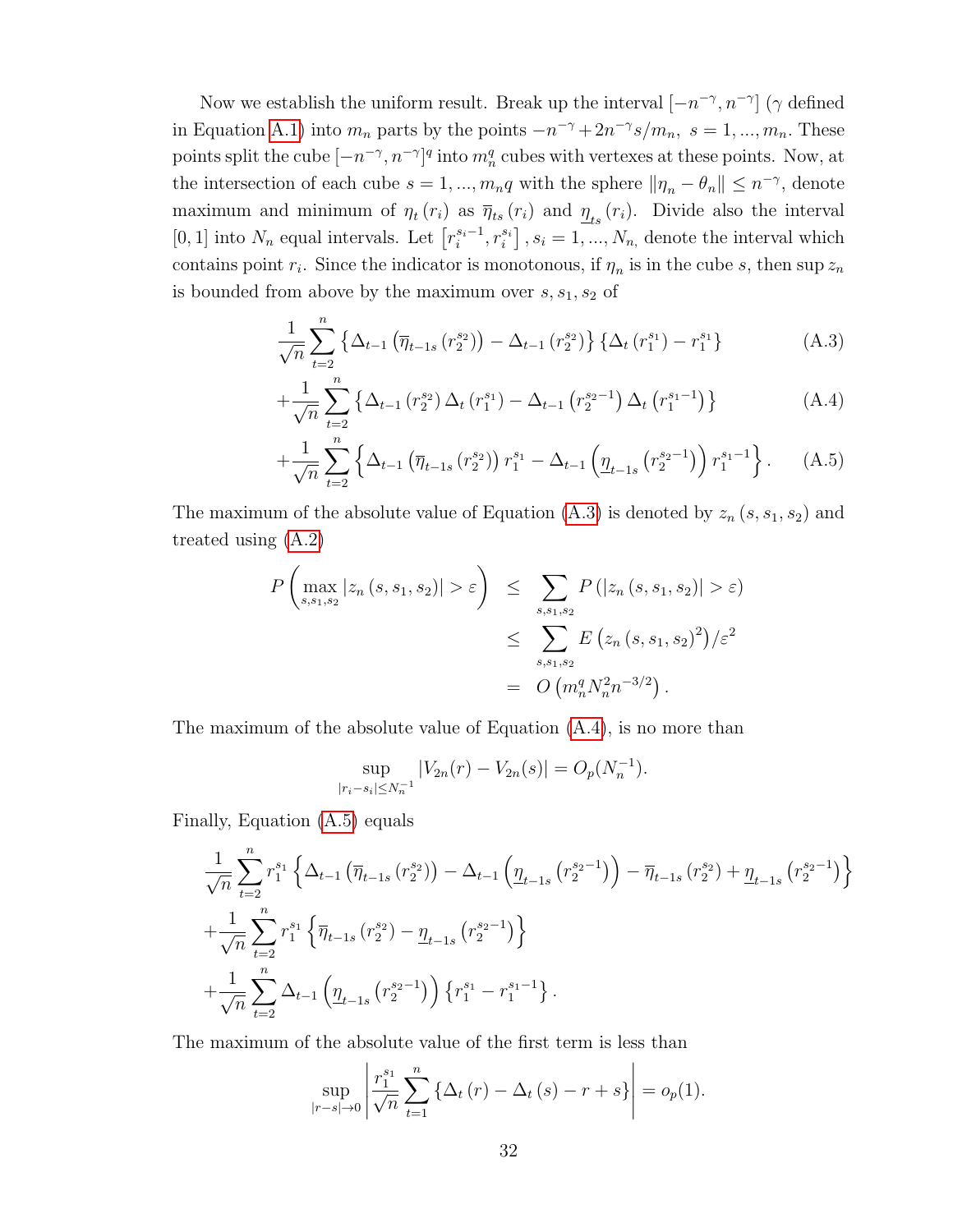Now we establish the uniform result. Break up the interval $[-n^{-\gamma}, n^{-\gamma}]$ ($\gamma$ defined in Equation A.1) into $m_n$ parts by the points $-n^{-\gamma}+2n^{-\gamma}s/m_n,\ s=1,...,m_n$. These points split the cube $[-n^{-\gamma}, n^{-\gamma}]^q$ into $m_n^q$ cubes with vertexes at these points. Now, at the intersection of each cube $s=1,...,m_nq$ with the sphere $\|\eta_n-\theta_n\|\le n^{-\gamma}$, denote maximum and minimum of $\eta_t(r_i)$ as $\overline{\eta}_{ts}(r_i)$ and $\underline{\eta}_{ts}(r_i)$. Divide also the interval $[0,1]$ into $N_n$ equal intervals. Let $\left[r_i^{s_i-1}, r_i^{s_i}\right], s_i=1,...,N_n,$ denote the interval which contains point $r_i$. Since the indicator is monotonous, if $\eta_n$ is in the cube $s$, then $\sup z_n$ is bounded from above by the maximum over $s, s_1, s_2$ of

$$\frac{1}{\sqrt{n}}\sum_{t=2}^{n}\left\{\Delta_{t-1}\left(\overline{\eta}_{t-1s}\left(r_2^{s_2}\right)\right)-\Delta_{t-1}\left(r_2^{s_2}\right)\right\}\left\{\Delta_t\left(r_1^{s_1}\right)-r_1^{s_1}\right\} \tag{A.3}$$

$$+\frac{1}{\sqrt{n}}\sum_{t=2}^{n}\left\{\Delta_{t-1}\left(r_2^{s_2}\right)\Delta_t\left(r_1^{s_1}\right)-\Delta_{t-1}\left(r_2^{s_2-1}\right)\Delta_t\left(r_1^{s_1-1}\right)\right\} \tag{A.4}$$

$$+\frac{1}{\sqrt{n}}\sum_{t=2}^{n}\left\{\Delta_{t-1}\left(\overline{\eta}_{t-1s}\left(r_2^{s_2}\right)\right)r_1^{s_1}-\Delta_{t-1}\left(\underline{\eta}_{t-1s}\left(r_2^{s_2-1}\right)\right)r_1^{s_1-1}\right\}. \tag{A.5}$$

The maximum of the absolute value of Equation (A.3) is denoted by $z_n(s,s_1,s_2)$ and treated using (A.2)

$$\begin{aligned}
P\left(\max_{s,s_1,s_2}\left|z_n(s,s_1,s_2)\right|>\varepsilon\right) &\le \sum_{s,s_1,s_2}P\left(\left|z_n(s,s_1,s_2)\right|>\varepsilon\right)\\
&\le \sum_{s,s_1,s_2}E\left(z_n(s,s_1,s_2)^2\right)/\varepsilon^2\\
&= O\left(m_n^q N_n^2 n^{-3/2}\right).
\end{aligned}$$

The maximum of the absolute value of Equation (A.4), is no more than

$$\sup_{|r_i-s_i|\le N_n^{-1}}\left|V_{2n}(r)-V_{2n}(s)\right|=O_p(N_n^{-1}).$$

Finally, Equation (A.5) equals

$$\begin{aligned}
&\frac{1}{\sqrt{n}}\sum_{t=2}^{n}r_1^{s_1}\left\{\Delta_{t-1}\left(\overline{\eta}_{t-1s}\left(r_2^{s_2}\right)\right)-\Delta_{t-1}\left(\underline{\eta}_{t-1s}\left(r_2^{s_2-1}\right)\right)-\overline{\eta}_{t-1s}\left(r_2^{s_2}\right)+\underline{\eta}_{t-1s}\left(r_2^{s_2-1}\right)\right\}\\
&+\frac{1}{\sqrt{n}}\sum_{t=2}^{n}r_1^{s_1}\left\{\overline{\eta}_{t-1s}\left(r_2^{s_2}\right)-\underline{\eta}_{t-1s}\left(r_2^{s_2-1}\right)\right\}\\
&+\frac{1}{\sqrt{n}}\sum_{t=2}^{n}\Delta_{t-1}\left(\underline{\eta}_{t-1s}\left(r_2^{s_2-1}\right)\right)\left\{r_1^{s_1}-r_1^{s_1-1}\right\}.
\end{aligned}$$

The maximum of the absolute value of the first term is less than

$$\sup_{|r-s|\to 0}\left|\frac{r_1^{s_1}}{\sqrt{n}}\sum_{t=1}^{n}\left\{\Delta_t(r)-\Delta_t(s)-r+s\right\}\right|=o_p(1).$$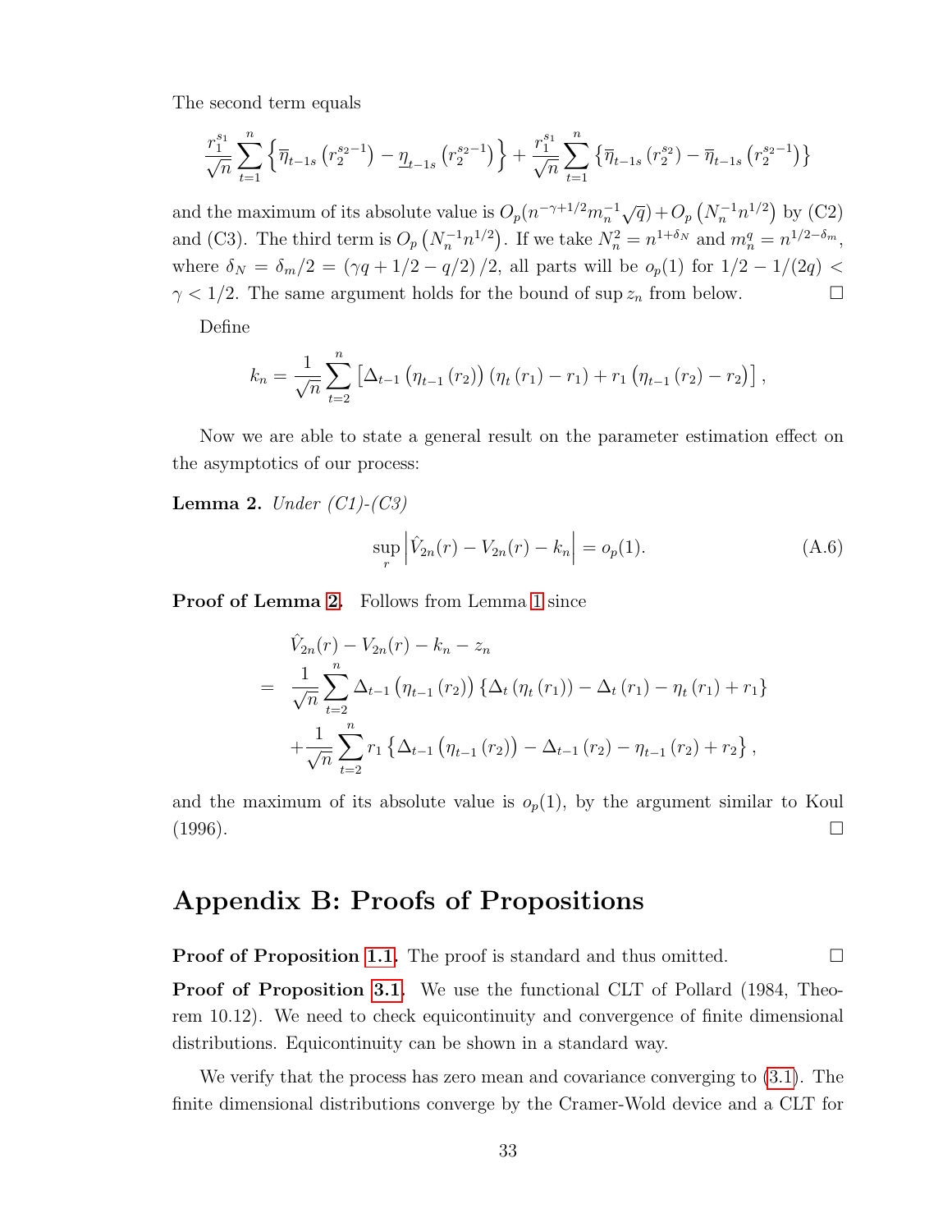The second term equals

$$\frac{r_1^{s_1}}{\sqrt{n}} \sum_{t=1}^{n} \left\{ \overline{\eta}_{t-1s} \left( r_2^{s_2-1} \right) - \underline{\eta}_{t-1s} \left( r_2^{s_2-1} \right) \right\} + \frac{r_1^{s_1}}{\sqrt{n}} \sum_{t=1}^{n} \left\{ \overline{\eta}_{t-1s} \left( r_2^{s_2} \right) - \overline{\eta}_{t-1s} \left( r_2^{s_2-1} \right) \right\}$$

and the maximum of its absolute value is $O_p(n^{-\gamma+1/2} m_n^{-1} \sqrt{q}) + O_p\left(N_n^{-1} n^{1/2}\right)$ by (C2) and (C3). The third term is $O_p\left(N_n^{-1} n^{1/2}\right)$. If we take $N_n^2 = n^{1+\delta_N}$ and $m_n^q = n^{1/2-\delta_m}$, where $\delta_N = \delta_m/2 = (\gamma q + 1/2 - q/2)/2$, all parts will be $o_p(1)$ for $1/2 - 1/(2q) < \gamma < 1/2$. The same argument holds for the bound of $\sup z_n$ from below. □

Define

$$k_n = \frac{1}{\sqrt{n}} \sum_{t=2}^{n} \left[ \Delta_{t-1} \left( \eta_{t-1} \left( r_2 \right) \right) \left( \eta_t \left( r_1 \right) - r_1 \right) + r_1 \left( \eta_{t-1} \left( r_2 \right) - r_2 \right) \right],$$

Now we are able to state a general result on the parameter estimation effect on the asymptotics of our process:

**Lemma 2.** *Under (C1)-(C3)*

$$\sup_r \left| \hat{V}_{2n}(r) - V_{2n}(r) - k_n \right| = o_p(1). \tag{A.6}$$

**Proof of Lemma 2.** Follows from Lemma 1 since

$$\begin{aligned} & \hat{V}_{2n}(r) - V_{2n}(r) - k_n - z_n \\ = \; & \frac{1}{\sqrt{n}} \sum_{t=2}^{n} \Delta_{t-1} \left( \eta_{t-1} \left( r_2 \right) \right) \left\{ \Delta_t \left( \eta_t \left( r_1 \right) \right) - \Delta_t \left( r_1 \right) - \eta_t \left( r_1 \right) + r_1 \right\} \\ & + \frac{1}{\sqrt{n}} \sum_{t=2}^{n} r_1 \left\{ \Delta_{t-1} \left( \eta_{t-1} \left( r_2 \right) \right) - \Delta_{t-1} \left( r_2 \right) - \eta_{t-1} \left( r_2 \right) + r_2 \right\}, \end{aligned}$$

and the maximum of its absolute value is $o_p(1)$, by the argument similar to Koul (1996). □

# Appendix B: Proofs of Propositions

**Proof of Proposition 1.1.** The proof is standard and thus omitted. □

**Proof of Proposition 3.1.** We use the functional CLT of Pollard (1984, Theorem 10.12). We need to check equicontinuity and convergence of finite dimensional distributions. Equicontinuity can be shown in a standard way.

We verify that the process has zero mean and covariance converging to (3.1). The finite dimensional distributions converge by the Cramer-Wold device and a CLT for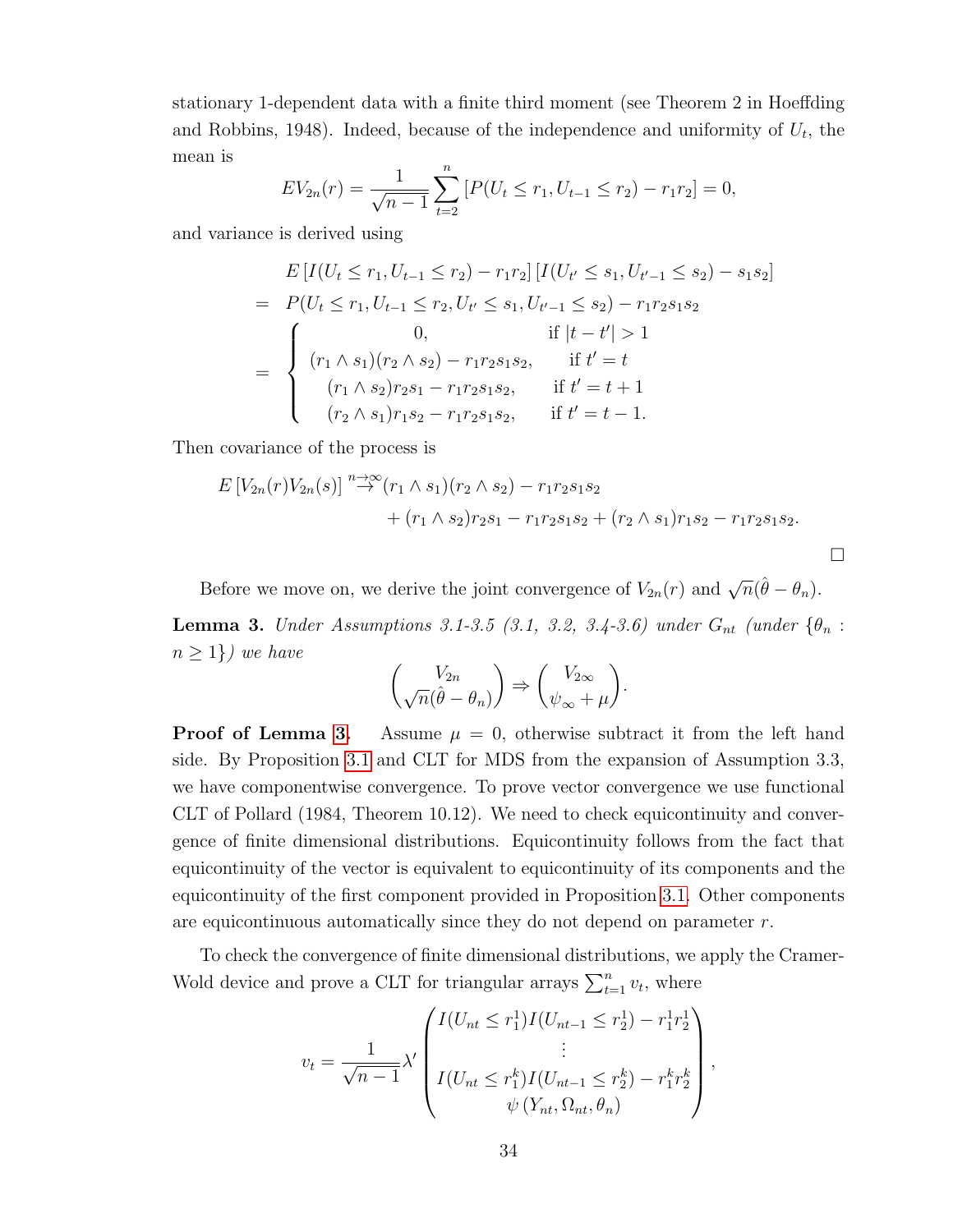stationary 1-dependent data with a finite third moment (see Theorem 2 in Hoeffding and Robbins, 1948). Indeed, because of the independence and uniformity of $U_t$, the mean is

$$EV_{2n}(r) = \frac{1}{\sqrt{n-1}} \sum_{t=2}^{n} \left[ P(U_t \leq r_1, U_{t-1} \leq r_2) - r_1 r_2 \right] = 0,$$

and variance is derived using

$$\begin{aligned}
& E\left[ I(U_t \leq r_1, U_{t-1} \leq r_2) - r_1 r_2 \right] \left[ I(U_{t'} \leq s_1, U_{t'-1} \leq s_2) - s_1 s_2 \right] \\
= \; & P(U_t \leq r_1, U_{t-1} \leq r_2, U_{t'} \leq s_1, U_{t'-1} \leq s_2) - r_1 r_2 s_1 s_2 \\
= \; & \begin{cases} 0, & \text{if } |t - t'| > 1 \\ (r_1 \wedge s_1)(r_2 \wedge s_2) - r_1 r_2 s_1 s_2, & \text{if } t' = t \\ (r_1 \wedge s_2) r_2 s_1 - r_1 r_2 s_1 s_2, & \text{if } t' = t+1 \\ (r_2 \wedge s_1) r_1 s_2 - r_1 r_2 s_1 s_2, & \text{if } t' = t-1. \end{cases}
\end{aligned}$$

Then covariance of the process is

$$\begin{aligned}
E\left[ V_{2n}(r) V_{2n}(s) \right] \overset{n \to \infty}{\to} & (r_1 \wedge s_1)(r_2 \wedge s_2) - r_1 r_2 s_1 s_2 \\
& + (r_1 \wedge s_2) r_2 s_1 - r_1 r_2 s_1 s_2 + (r_2 \wedge s_1) r_1 s_2 - r_1 r_2 s_1 s_2.
\end{aligned}$$

□

Before we move on, we derive the joint convergence of $V_{2n}(r)$ and $\sqrt{n}(\hat{\theta} - \theta_n)$.

**Lemma 3.** *Under Assumptions 3.1-3.5 (3.1, 3.2, 3.4-3.6) under $G_{nt}$ (under $\{\theta_n : n \geq 1\}$) we have*

$$\begin{pmatrix} V_{2n} \\ \sqrt{n}(\hat{\theta} - \theta_n) \end{pmatrix} \Rightarrow \begin{pmatrix} V_{2\infty} \\ \psi_\infty + \mu \end{pmatrix}.$$

**Proof of Lemma 3.** Assume $\mu = 0$, otherwise subtract it from the left hand side. By Proposition 3.1 and CLT for MDS from the expansion of Assumption 3.3, we have componentwise convergence. To prove vector convergence we use functional CLT of Pollard (1984, Theorem 10.12). We need to check equicontinuity and convergence of finite dimensional distributions. Equicontinuity follows from the fact that equicontinuity of the vector is equivalent to equicontinuity of its components and the equicontinuity of the first component provided in Proposition 3.1. Other components are equicontinuous automatically since they do not depend on parameter $r$.

To check the convergence of finite dimensional distributions, we apply the Cramer-Wold device and prove a CLT for triangular arrays $\sum_{t=1}^{n} v_t$, where

$$v_t = \frac{1}{\sqrt{n-1}} \lambda' \begin{pmatrix} I(U_{nt} \leq r_1^1) I(U_{nt-1} \leq r_2^1) - r_1^1 r_2^1 \\ \vdots \\ I(U_{nt} \leq r_1^k) I(U_{nt-1} \leq r_2^k) - r_1^k r_2^k \\ \psi\left(Y_{nt}, \Omega_{nt}, \theta_n\right) \end{pmatrix},$$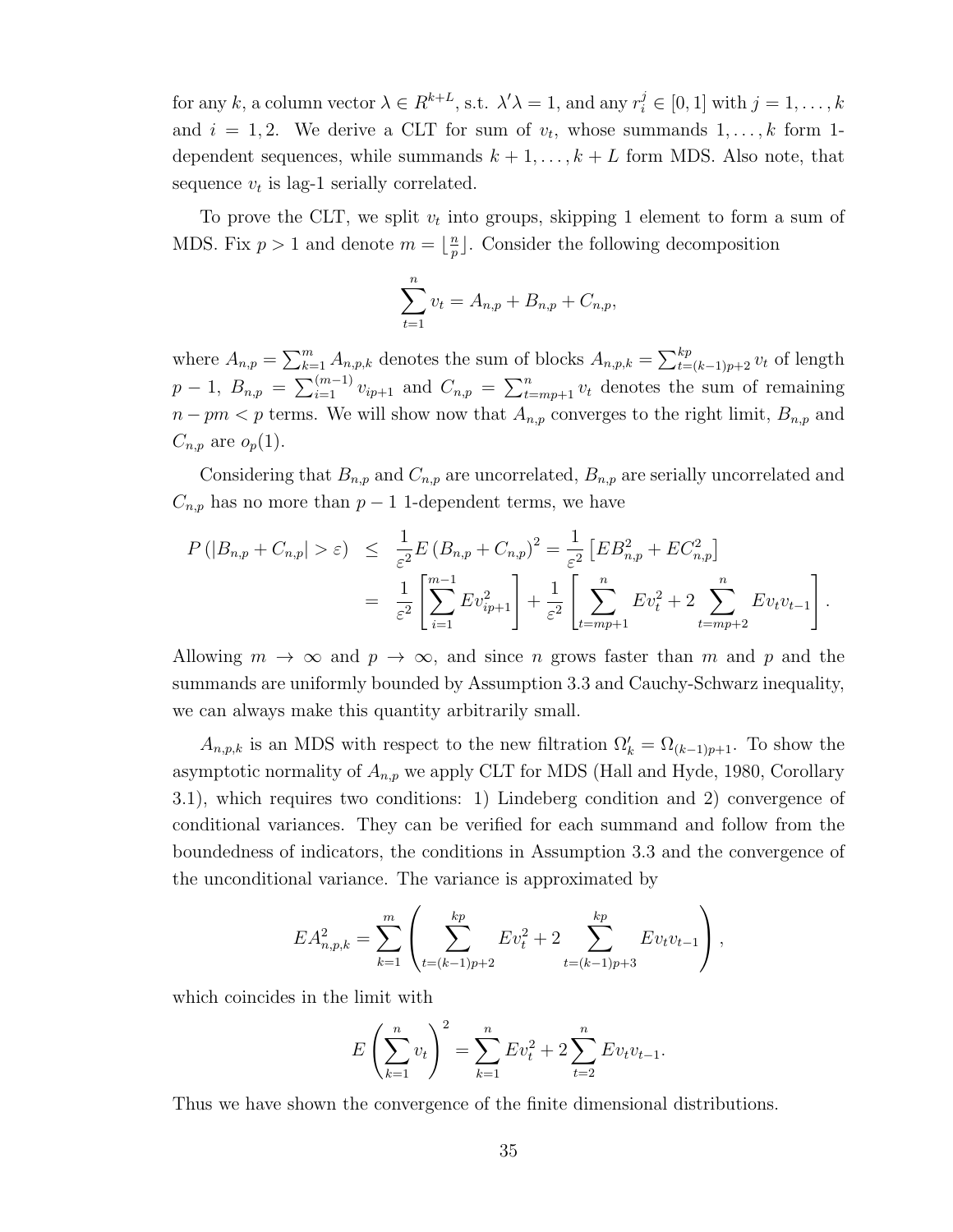for any $k$, a column vector $\lambda \in R^{k+L}$, s.t. $\lambda'\lambda = 1$, and any $r_i^j \in [0,1]$ with $j = 1, \ldots, k$ and $i = 1, 2$. We derive a CLT for sum of $v_t$, whose summands $1, \ldots, k$ form 1-dependent sequences, while summands $k+1, \ldots, k+L$ form MDS. Also note, that sequence $v_t$ is lag-1 serially correlated.

To prove the CLT, we split $v_t$ into groups, skipping 1 element to form a sum of MDS. Fix $p > 1$ and denote $m = \lfloor \frac{n}{p} \rfloor$. Consider the following decomposition

$$\sum_{t=1}^{n} v_t = A_{n,p} + B_{n,p} + C_{n,p},$$

where $A_{n,p} = \sum_{k=1}^{m} A_{n,p,k}$ denotes the sum of blocks $A_{n,p,k} = \sum_{t=(k-1)p+2}^{kp} v_t$ of length $p-1$, $B_{n,p} = \sum_{i=1}^{(m-1)} v_{ip+1}$ and $C_{n,p} = \sum_{t=mp+1}^{n} v_t$ denotes the sum of remaining $n - pm < p$ terms. We will show now that $A_{n,p}$ converges to the right limit, $B_{n,p}$ and $C_{n,p}$ are $o_p(1)$.

Considering that $B_{n,p}$ and $C_{n,p}$ are uncorrelated, $B_{n,p}$ are serially uncorrelated and $C_{n,p}$ has no more than $p-1$ 1-dependent terms, we have

$$\begin{aligned}
P\left(|B_{n,p} + C_{n,p}| > \varepsilon\right) &\leq \frac{1}{\varepsilon^2} E\left(B_{n,p} + C_{n,p}\right)^2 = \frac{1}{\varepsilon^2}\left[EB_{n,p}^2 + EC_{n,p}^2\right] \\
&= \frac{1}{\varepsilon^2}\left[\sum_{i=1}^{m-1} Ev_{ip+1}^2\right] + \frac{1}{\varepsilon^2}\left[\sum_{t=mp+1}^{n} Ev_t^2 + 2\sum_{t=mp+2}^{n} Ev_t v_{t-1}\right].
\end{aligned}$$

Allowing $m \to \infty$ and $p \to \infty$, and since $n$ grows faster than $m$ and $p$ and the summands are uniformly bounded by Assumption 3.3 and Cauchy-Schwarz inequality, we can always make this quantity arbitrarily small.

$A_{n,p,k}$ is an MDS with respect to the new filtration $\Omega'_k = \Omega_{(k-1)p+1}$. To show the asymptotic normality of $A_{n,p}$ we apply CLT for MDS (Hall and Hyde, 1980, Corollary 3.1), which requires two conditions: 1) Lindeberg condition and 2) convergence of conditional variances. They can be verified for each summand and follow from the boundedness of indicators, the conditions in Assumption 3.3 and the convergence of the unconditional variance. The variance is approximated by

$$EA_{n,p,k}^2 = \sum_{k=1}^{m}\left(\sum_{t=(k-1)p+2}^{kp} Ev_t^2 + 2\sum_{t=(k-1)p+3}^{kp} Ev_t v_{t-1}\right),$$

which coincides in the limit with

$$E\left(\sum_{k=1}^{n} v_t\right)^2 = \sum_{k=1}^{n} Ev_t^2 + 2\sum_{t=2}^{n} Ev_t v_{t-1}.$$

Thus we have shown the convergence of the finite dimensional distributions.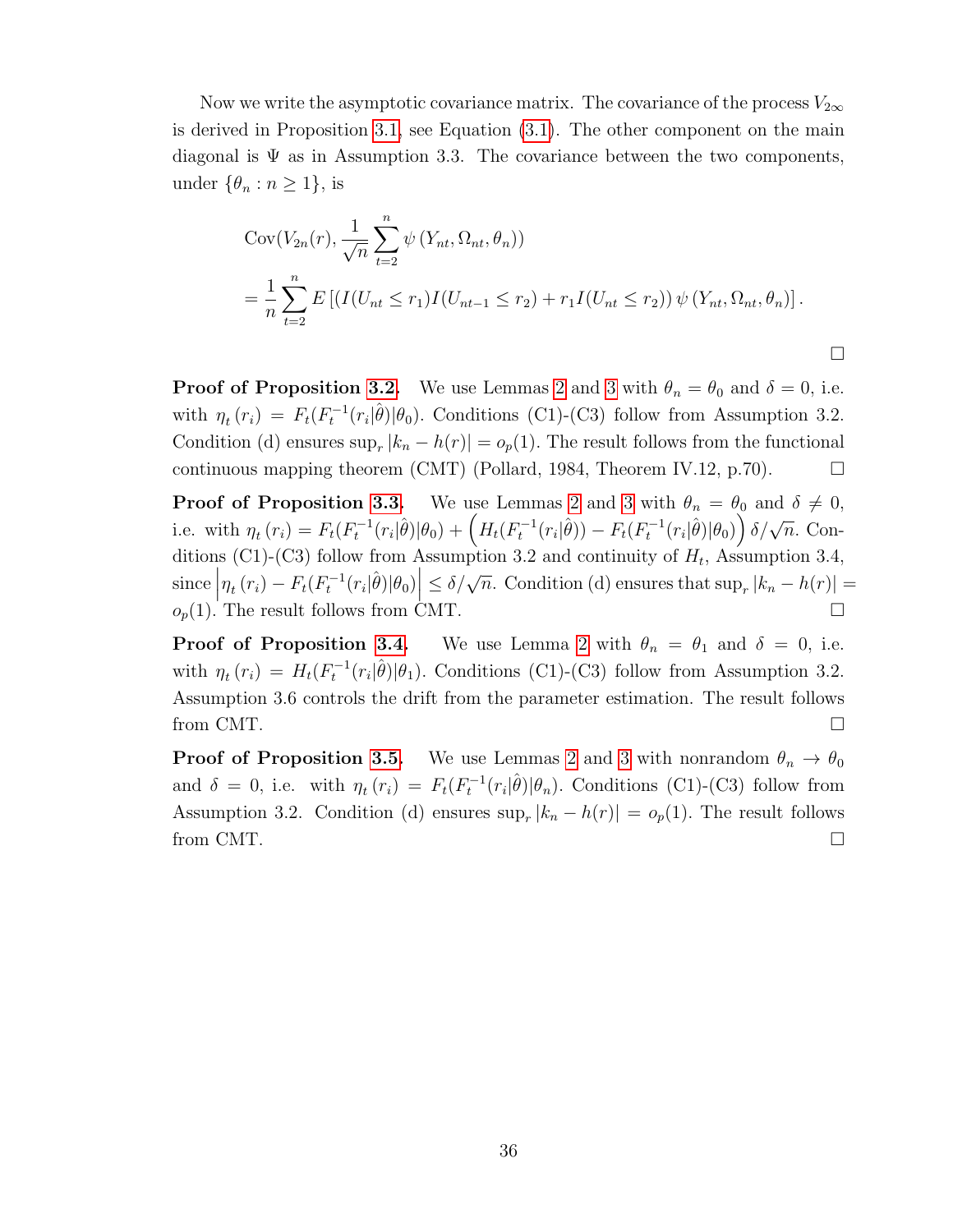Now we write the asymptotic covariance matrix. The covariance of the process $V_{2\infty}$ is derived in Proposition 3.1, see Equation (3.1). The other component on the main diagonal is $\Psi$ as in Assumption 3.3. The covariance between the two components, under $\{\theta_n : n \geq 1\}$, is

$$
\begin{aligned}
&\operatorname{Cov}(V_{2n}(r), \frac{1}{\sqrt{n}} \sum_{t=2}^{n} \psi\left(Y_{nt}, \Omega_{nt}, \theta_n\right)) \\
&= \frac{1}{n} \sum_{t=2}^{n} E\left[\left(I(U_{nt} \leq r_1) I(U_{nt-1} \leq r_2) + r_1 I(U_{nt} \leq r_2)\right) \psi\left(Y_{nt}, \Omega_{nt}, \theta_n\right)\right].
\end{aligned}
$$

□

**Proof of Proposition 3.2.** We use Lemmas 2 and 3 with $\theta_n = \theta_0$ and $\delta = 0$, i.e. with $\eta_t(r_i) = F_t(F_t^{-1}(r_i|\hat{\theta})|\theta_0)$. Conditions (C1)-(C3) follow from Assumption 3.2. Condition (d) ensures $\sup_r |k_n - h(r)| = o_p(1)$. The result follows from the functional continuous mapping theorem (CMT) (Pollard, 1984, Theorem IV.12, p.70). □

**Proof of Proposition 3.3.** We use Lemmas 2 and 3 with $\theta_n = \theta_0$ and $\delta \neq 0$, i.e. with $\eta_t(r_i) = F_t(F_t^{-1}(r_i|\hat{\theta})|\theta_0) + \left(H_t(F_t^{-1}(r_i|\hat{\theta})) - F_t(F_t^{-1}(r_i|\hat{\theta})|\theta_0)\right)\delta/\sqrt{n}$. Conditions (C1)-(C3) follow from Assumption 3.2 and continuity of $H_t$, Assumption 3.4, since $\left|\eta_t(r_i) - F_t(F_t^{-1}(r_i|\hat{\theta})|\theta_0)\right| \leq \delta/\sqrt{n}$. Condition (d) ensures that $\sup_r |k_n - h(r)| = o_p(1)$. The result follows from CMT. □

**Proof of Proposition 3.4.** We use Lemma 2 with $\theta_n = \theta_1$ and $\delta = 0$, i.e. with $\eta_t(r_i) = H_t(F_t^{-1}(r_i|\hat{\theta})|\theta_1)$. Conditions (C1)-(C3) follow from Assumption 3.2. Assumption 3.6 controls the drift from the parameter estimation. The result follows from CMT. □

**Proof of Proposition 3.5.** We use Lemmas 2 and 3 with nonrandom $\theta_n \to \theta_0$ and $\delta = 0$, i.e. with $\eta_t(r_i) = F_t(F_t^{-1}(r_i|\hat{\theta})|\theta_n)$. Conditions (C1)-(C3) follow from Assumption 3.2. Condition (d) ensures $\sup_r |k_n - h(r)| = o_p(1)$. The result follows from CMT. □